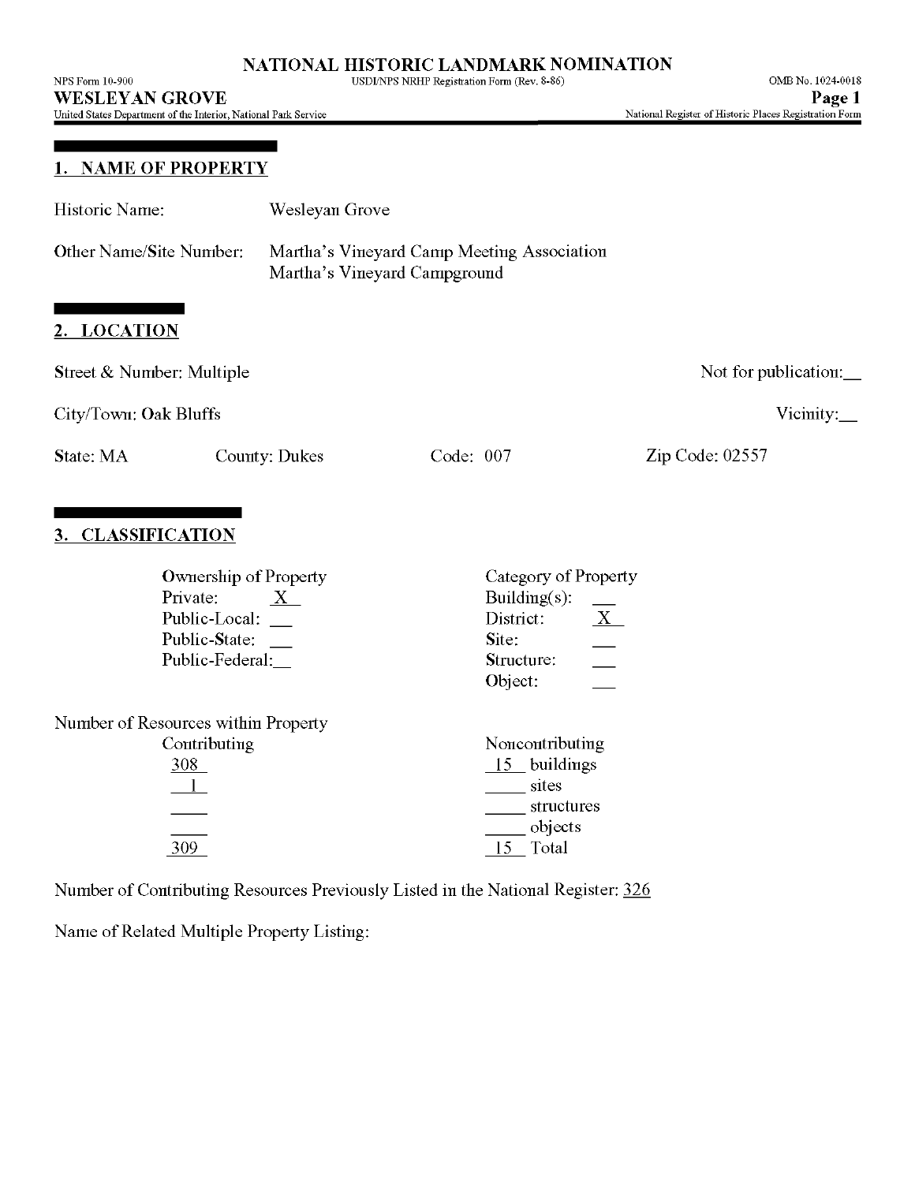## 1. NAME OF PROPERTY

Historic Name: Wesleyan Grove

Other Name/Site Number: Martha's Vineyard Camp Meeting Association
Martha's Vineyard Campground

## 2. LOCATION

Street & Number: Multiple

Not for publication:__

City/Town: Oak Bluffs

Vicinity:__

State: MA County: Dukes Code: 007 Zip Code: 02557

## 3. CLASSIFICATION

| Ownership of Property | | Category of Property | |
|---|---|---|---|
| Private: | X | Building(s): | |
| Public-Local: | | District: | X |
| Public-State: | | Site: | |
| Public-Federal: | | Structure: | |
| | | Object: | |

Number of Resources within Property

| Contributing | Noncontributing | |
|---|---|---|
| 308 | 15 | buildings |
| 1 | | sites |
| | | structures |
| | | objects |
| 309 | 15 | Total |

Number of Contributing Resources Previously Listed in the National Register: 326

Name of Related Multiple Property Listing: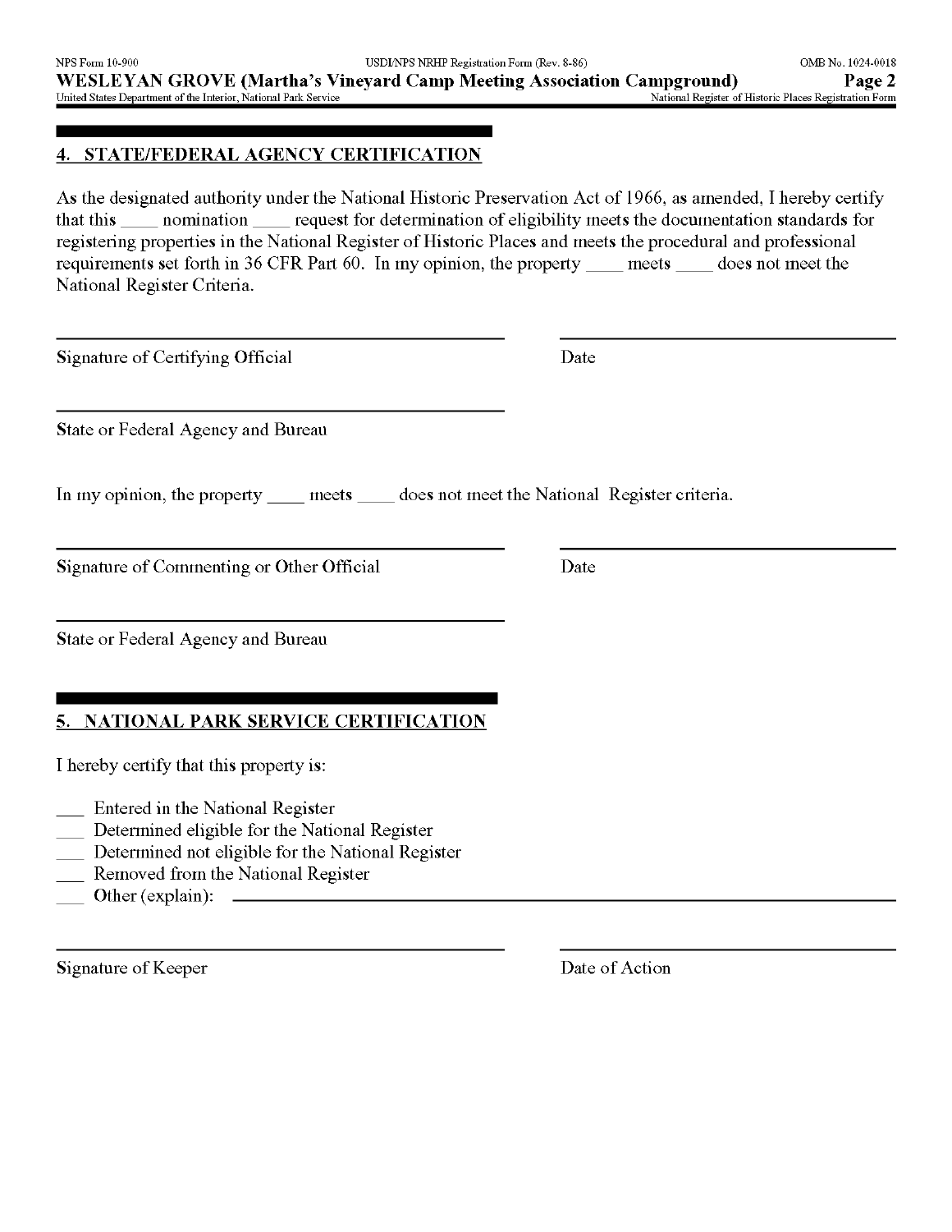## 4. STATE/FEDERAL AGENCY CERTIFICATION

As the designated authority under the National Historic Preservation Act of 1966, as amended, I hereby certify that this ____ nomination ____ request for determination of eligibility meets the documentation standards for registering properties in the National Register of Historic Places and meets the procedural and professional requirements set forth in 36 CFR Part 60. In my opinion, the property ____ meets ____ does not meet the National Register Criteria.

Signature of Certifying Official ______________________ Date ______________________

State or Federal Agency and Bureau ______________________

In my opinion, the property ____ meets ____ does not meet the National Register criteria.

Signature of Commenting or Other Official ______________________ Date ______________________

State or Federal Agency and Bureau ______________________

## 5. NATIONAL PARK SERVICE CERTIFICATION

I hereby certify that this property is:

___ Entered in the National Register
___ Determined eligible for the National Register
___ Determined not eligible for the National Register
___ Removed from the National Register
___ Other (explain): ______________________

Signature of Keeper ______________________ Date of Action ______________________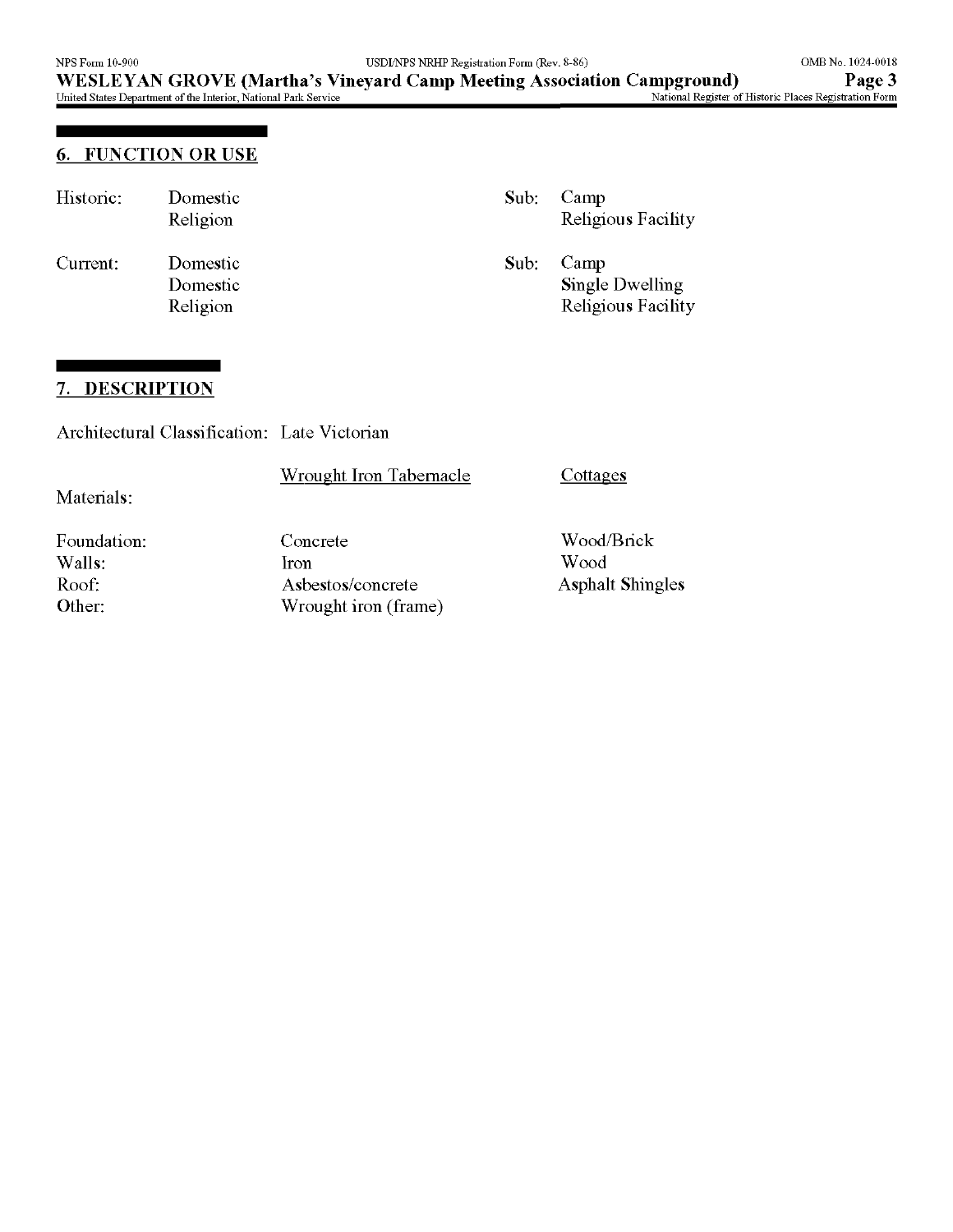## 6. FUNCTION OR USE

| | | | |
|---|---|---|---|
| Historic: | Domestic | Sub: | Camp |
| | Religion | | Religious Facility |
| Current: | Domestic | Sub: | Camp |
| | Domestic | | Single Dwelling |
| | Religion | | Religious Facility |

## 7. DESCRIPTION

Architectural Classification: Late Victorian

| Materials: | Wrought Iron Tabernacle | Cottages |
|---|---|---|
| Foundation: | Concrete | Wood/Brick |
| Walls: | Iron | Wood |
| Roof: | Asbestos/concrete | Asphalt Shingles |
| Other: | Wrought iron (frame) | |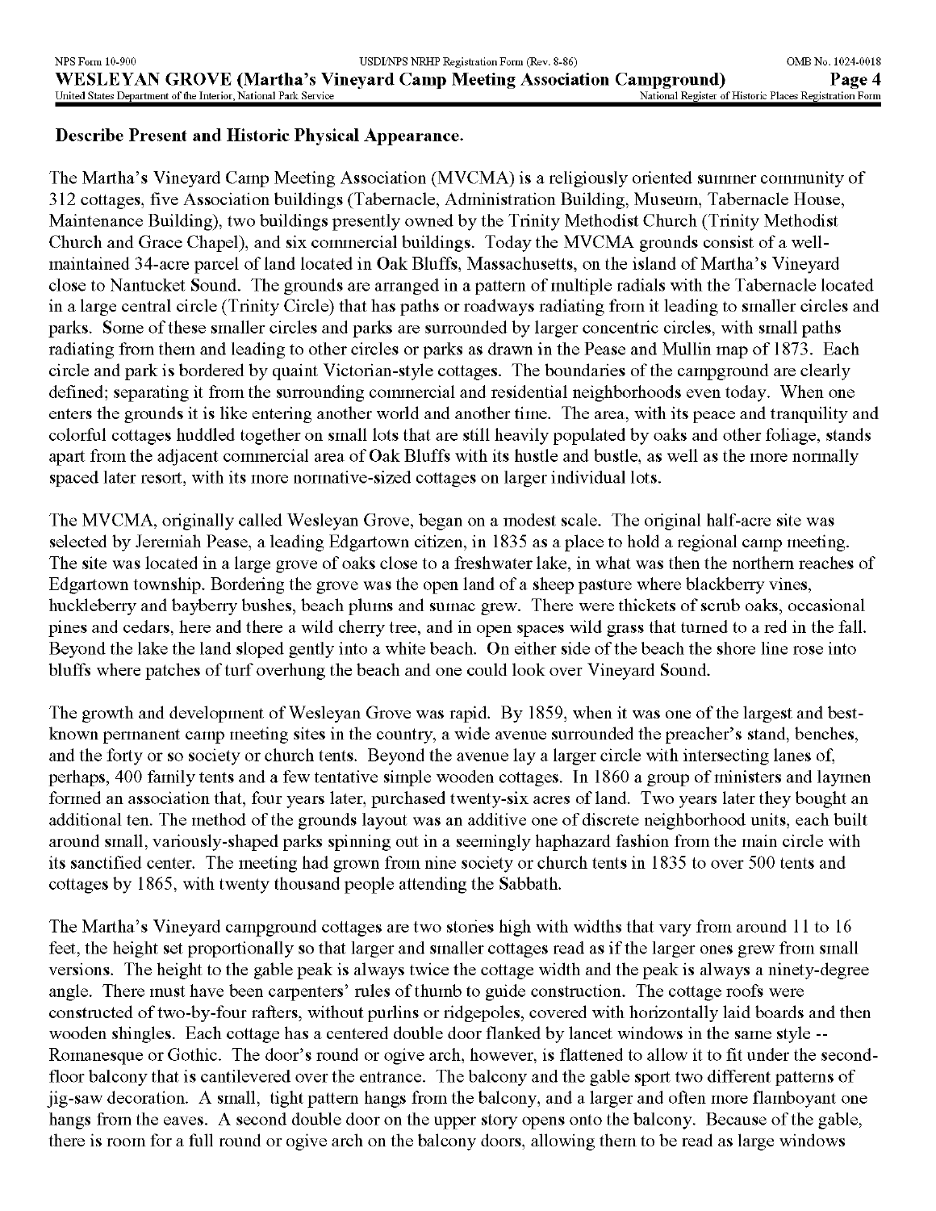**Describe Present and Historic Physical Appearance.**

The Martha's Vineyard Camp Meeting Association (MVCMA) is a religiously oriented summer community of 312 cottages, five Association buildings (Tabernacle, Administration Building, Museum, Tabernacle House, Maintenance Building), two buildings presently owned by the Trinity Methodist Church (Trinity Methodist Church and Grace Chapel), and six commercial buildings. Today the MVCMA grounds consist of a well-maintained 34-acre parcel of land located in Oak Bluffs, Massachusetts, on the island of Martha's Vineyard close to Nantucket Sound. The grounds are arranged in a pattern of multiple radials with the Tabernacle located in a large central circle (Trinity Circle) that has paths or roadways radiating from it leading to smaller circles and parks. Some of these smaller circles and parks are surrounded by larger concentric circles, with small paths radiating from them and leading to other circles or parks as drawn in the Pease and Mullin map of 1873. Each circle and park is bordered by quaint Victorian-style cottages. The boundaries of the campground are clearly defined; separating it from the surrounding commercial and residential neighborhoods even today. When one enters the grounds it is like entering another world and another time. The area, with its peace and tranquility and colorful cottages huddled together on small lots that are still heavily populated by oaks and other foliage, stands apart from the adjacent commercial area of Oak Bluffs with its hustle and bustle, as well as the more normally spaced later resort, with its more normative-sized cottages on larger individual lots.

The MVCMA, originally called Wesleyan Grove, began on a modest scale. The original half-acre site was selected by Jeremiah Pease, a leading Edgartown citizen, in 1835 as a place to hold a regional camp meeting. The site was located in a large grove of oaks close to a freshwater lake, in what was then the northern reaches of Edgartown township. Bordering the grove was the open land of a sheep pasture where blackberry vines, huckleberry and bayberry bushes, beach plums and sumac grew. There were thickets of scrub oaks, occasional pines and cedars, here and there a wild cherry tree, and in open spaces wild grass that turned to a red in the fall. Beyond the lake the land sloped gently into a white beach. On either side of the beach the shore line rose into bluffs where patches of turf overhung the beach and one could look over Vineyard Sound.

The growth and development of Wesleyan Grove was rapid. By 1859, when it was one of the largest and best-known permanent camp meeting sites in the country, a wide avenue surrounded the preacher's stand, benches, and the forty or so society or church tents. Beyond the avenue lay a larger circle with intersecting lanes of, perhaps, 400 family tents and a few tentative simple wooden cottages. In 1860 a group of ministers and laymen formed an association that, four years later, purchased twenty-six acres of land. Two years later they bought an additional ten. The method of the grounds layout was an additive one of discrete neighborhood units, each built around small, variously-shaped parks spinning out in a seemingly haphazard fashion from the main circle with its sanctified center. The meeting had grown from nine society or church tents in 1835 to over 500 tents and cottages by 1865, with twenty thousand people attending the Sabbath.

The Martha's Vineyard campground cottages are two stories high with widths that vary from around 11 to 16 feet, the height set proportionally so that larger and smaller cottages read as if the larger ones grew from small versions. The height to the gable peak is always twice the cottage width and the peak is always a ninety-degree angle. There must have been carpenters' rules of thumb to guide construction. The cottage roofs were constructed of two-by-four rafters, without purlins or ridgepoles, covered with horizontally laid boards and then wooden shingles. Each cottage has a centered double door flanked by lancet windows in the same style -- Romanesque or Gothic. The door's round or ogive arch, however, is flattened to allow it to fit under the second-floor balcony that is cantilevered over the entrance. The balcony and the gable sport two different patterns of jig-saw decoration. A small, tight pattern hangs from the balcony, and a larger and often more flamboyant one hangs from the eaves. A second double door on the upper story opens onto the balcony. Because of the gable, there is room for a full round or ogive arch on the balcony doors, allowing them to be read as large windows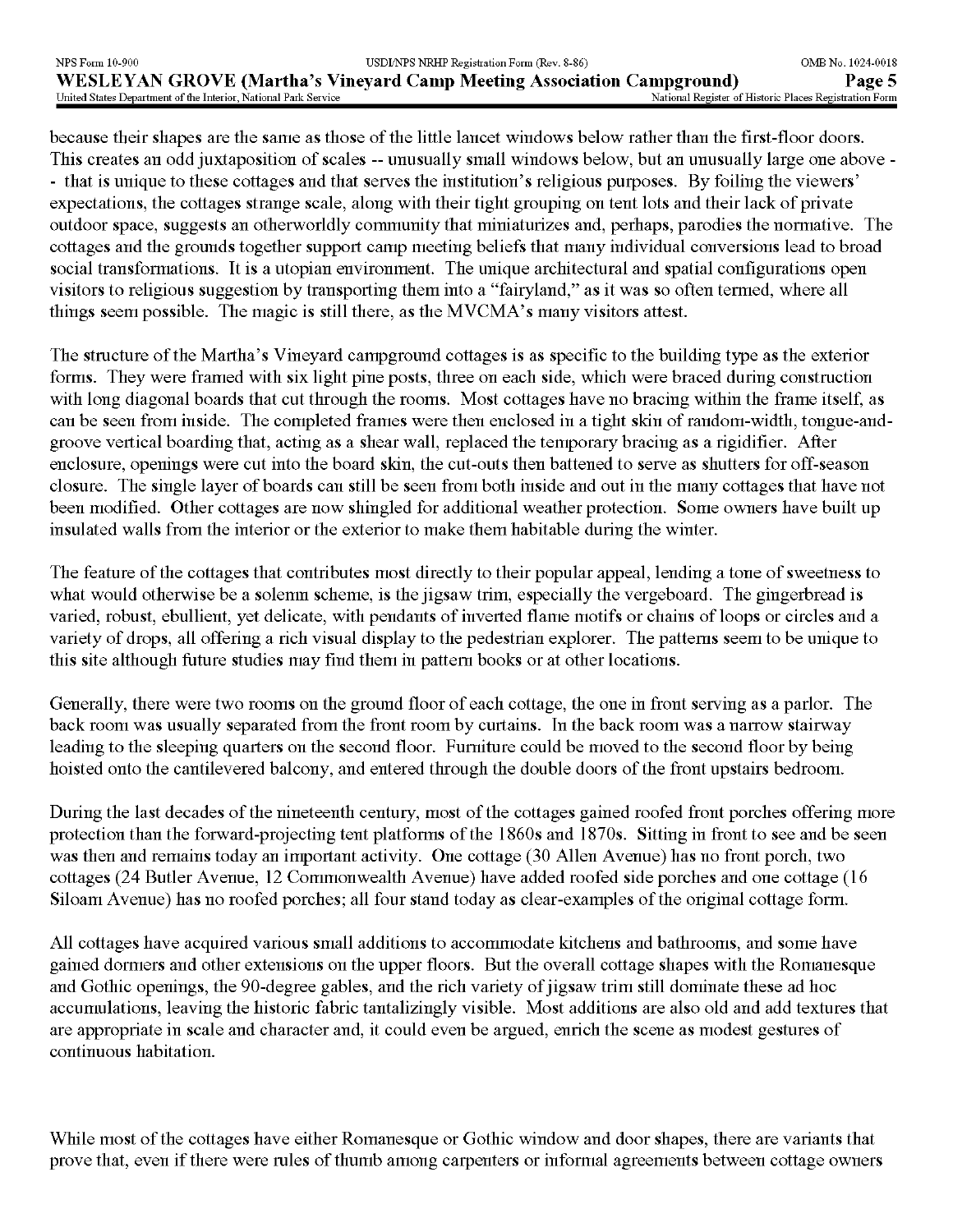because their shapes are the same as those of the little lancet windows below rather than the first-floor doors. This creates an odd juxtaposition of scales -- unusually small windows below, but an unusually large one above -- that is unique to these cottages and that serves the institution's religious purposes. By foiling the viewers' expectations, the cottages strange scale, along with their tight grouping on tent lots and their lack of private outdoor space, suggests an otherworldly community that miniaturizes and, perhaps, parodies the normative. The cottages and the grounds together support camp meeting beliefs that many individual conversions lead to broad social transformations. It is a utopian environment. The unique architectural and spatial configurations open visitors to religious suggestion by transporting them into a "fairyland," as it was so often termed, where all things seem possible. The magic is still there, as the MVCMA's many visitors attest.

The structure of the Martha's Vineyard campground cottages is as specific to the building type as the exterior forms. They were framed with six light pine posts, three on each side, which were braced during construction with long diagonal boards that cut through the rooms. Most cottages have no bracing within the frame itself, as can be seen from inside. The completed frames were then enclosed in a tight skin of random-width, tongue-and-groove vertical boarding that, acting as a shear wall, replaced the temporary bracing as a rigidifier. After enclosure, openings were cut into the board skin, the cut-outs then battened to serve as shutters for off-season closure. The single layer of boards can still be seen from both inside and out in the many cottages that have not been modified. Other cottages are now shingled for additional weather protection. Some owners have built up insulated walls from the interior or the exterior to make them habitable during the winter.

The feature of the cottages that contributes most directly to their popular appeal, lending a tone of sweetness to what would otherwise be a solemn scheme, is the jigsaw trim, especially the vergeboard. The gingerbread is varied, robust, ebullient, yet delicate, with pendants of inverted flame motifs or chains of loops or circles and a variety of drops, all offering a rich visual display to the pedestrian explorer. The patterns seem to be unique to this site although future studies may find them in pattern books or at other locations.

Generally, there were two rooms on the ground floor of each cottage, the one in front serving as a parlor. The back room was usually separated from the front room by curtains. In the back room was a narrow stairway leading to the sleeping quarters on the second floor. Furniture could be moved to the second floor by being hoisted onto the cantilevered balcony, and entered through the double doors of the front upstairs bedroom.

During the last decades of the nineteenth century, most of the cottages gained roofed front porches offering more protection than the forward-projecting tent platforms of the 1860s and 1870s. Sitting in front to see and be seen was then and remains today an important activity. One cottage (30 Allen Avenue) has no front porch, two cottages (24 Butler Avenue, 12 Commonwealth Avenue) have added roofed side porches and one cottage (16 Siloam Avenue) has no roofed porches; all four stand today as clear-examples of the original cottage form.

All cottages have acquired various small additions to accommodate kitchens and bathrooms, and some have gained dormers and other extensions on the upper floors. But the overall cottage shapes with the Romanesque and Gothic openings, the 90-degree gables, and the rich variety of jigsaw trim still dominate these ad hoc accumulations, leaving the historic fabric tantalizingly visible. Most additions are also old and add textures that are appropriate in scale and character and, it could even be argued, enrich the scene as modest gestures of continuous habitation.

While most of the cottages have either Romanesque or Gothic window and door shapes, there are variants that prove that, even if there were rules of thumb among carpenters or informal agreements between cottage owners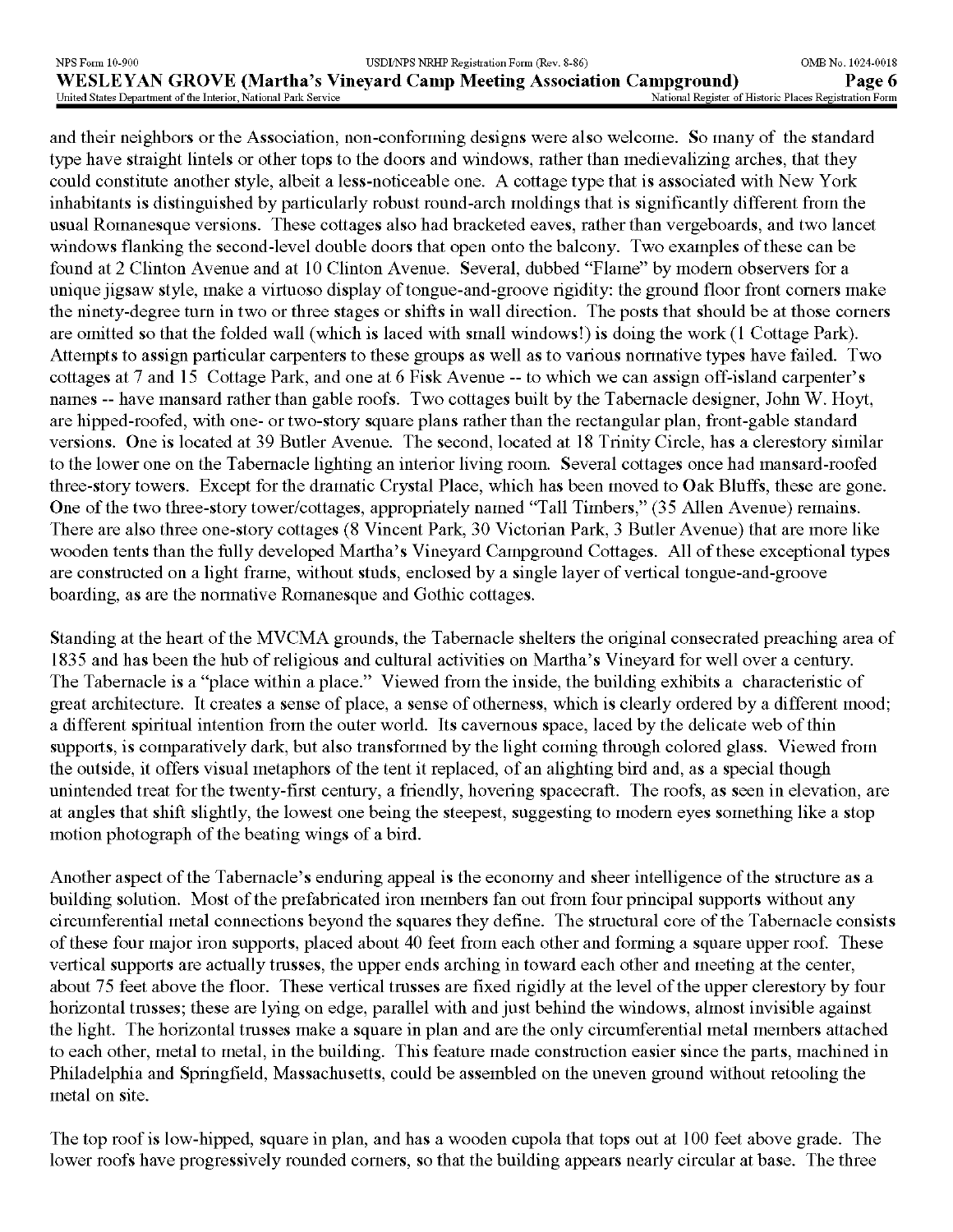and their neighbors or the Association, non-conforming designs were also welcome. So many of the standard type have straight lintels or other tops to the doors and windows, rather than medievalizing arches, that they could constitute another style, albeit a less-noticeable one. A cottage type that is associated with New York inhabitants is distinguished by particularly robust round-arch moldings that is significantly different from the usual Romanesque versions. These cottages also had bracketed eaves, rather than vergeboards, and two lancet windows flanking the second-level double doors that open onto the balcony. Two examples of these can be found at 2 Clinton Avenue and at 10 Clinton Avenue. Several, dubbed "Flame" by modern observers for a unique jigsaw style, make a virtuoso display of tongue-and-groove rigidity: the ground floor front corners make the ninety-degree turn in two or three stages or shifts in wall direction. The posts that should be at those corners are omitted so that the folded wall (which is laced with small windows!) is doing the work (1 Cottage Park). Attempts to assign particular carpenters to these groups as well as to various normative types have failed. Two cottages at 7 and 15 Cottage Park, and one at 6 Fisk Avenue -- to which we can assign off-island carpenter's names -- have mansard rather than gable roofs. Two cottages built by the Tabernacle designer, John W. Hoyt, are hipped-roofed, with one- or two-story square plans rather than the rectangular plan, front-gable standard versions. One is located at 39 Butler Avenue. The second, located at 18 Trinity Circle, has a clerestory similar to the lower one on the Tabernacle lighting an interior living room. Several cottages once had mansard-roofed three-story towers. Except for the dramatic Crystal Place, which has been moved to Oak Bluffs, these are gone. One of the two three-story tower/cottages, appropriately named "Tall Timbers," (35 Allen Avenue) remains. There are also three one-story cottages (8 Vincent Park, 30 Victorian Park, 3 Butler Avenue) that are more like wooden tents than the fully developed Martha's Vineyard Campground Cottages. All of these exceptional types are constructed on a light frame, without studs, enclosed by a single layer of vertical tongue-and-groove boarding, as are the normative Romanesque and Gothic cottages.

Standing at the heart of the MVCMA grounds, the Tabernacle shelters the original consecrated preaching area of 1835 and has been the hub of religious and cultural activities on Martha's Vineyard for well over a century. The Tabernacle is a "place within a place." Viewed from the inside, the building exhibits a characteristic of great architecture. It creates a sense of place, a sense of otherness, which is clearly ordered by a different mood; a different spiritual intention from the outer world. Its cavernous space, laced by the delicate web of thin supports, is comparatively dark, but also transformed by the light coming through colored glass. Viewed from the outside, it offers visual metaphors of the tent it replaced, of an alighting bird and, as a special though unintended treat for the twenty-first century, a friendly, hovering spacecraft. The roofs, as seen in elevation, are at angles that shift slightly, the lowest one being the steepest, suggesting to modern eyes something like a stop motion photograph of the beating wings of a bird.

Another aspect of the Tabernacle's enduring appeal is the economy and sheer intelligence of the structure as a building solution. Most of the prefabricated iron members fan out from four principal supports without any circumferential metal connections beyond the squares they define. The structural core of the Tabernacle consists of these four major iron supports, placed about 40 feet from each other and forming a square upper roof. These vertical supports are actually trusses, the upper ends arching in toward each other and meeting at the center, about 75 feet above the floor. These vertical trusses are fixed rigidly at the level of the upper clerestory by four horizontal trusses; these are lying on edge, parallel with and just behind the windows, almost invisible against the light. The horizontal trusses make a square in plan and are the only circumferential metal members attached to each other, metal to metal, in the building. This feature made construction easier since the parts, machined in Philadelphia and Springfield, Massachusetts, could be assembled on the uneven ground without retooling the metal on site.

The top roof is low-hipped, square in plan, and has a wooden cupola that tops out at 100 feet above grade. The lower roofs have progressively rounded corners, so that the building appears nearly circular at base. The three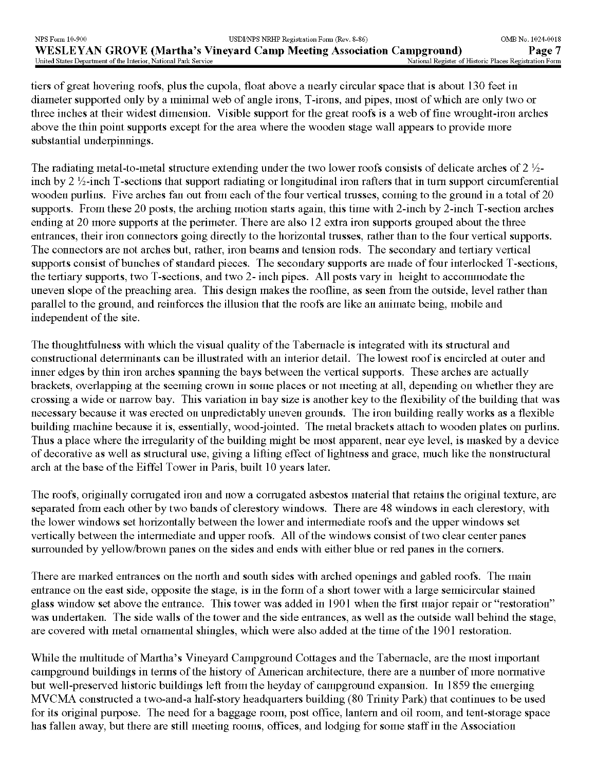tiers of great hovering roofs, plus the cupola, float above a nearly circular space that is about 130 feet in diameter supported only by a minimal web of angle irons, T-irons, and pipes, most of which are only two or three inches at their widest dimension. Visible support for the great roofs is a web of fine wrought-iron arches above the thin point supports except for the area where the wooden stage wall appears to provide more substantial underpinnings.

The radiating metal-to-metal structure extending under the two lower roofs consists of delicate arches of 2 ½-inch by 2 ½-inch T-sections that support radiating or longitudinal iron rafters that in turn support circumferential wooden purlins. Five arches fan out from each of the four vertical trusses, coming to the ground in a total of 20 supports. From these 20 posts, the arching motion starts again, this time with 2-inch by 2-inch T-section arches ending at 20 more supports at the perimeter. There are also 12 extra iron supports grouped about the three entrances, their iron connectors going directly to the horizontal trusses, rather than to the four vertical supports. The connectors are not arches but, rather, iron beams and tension rods. The secondary and tertiary vertical supports consist of bunches of standard pieces. The secondary supports are made of four interlocked T-sections, the tertiary supports, two T-sections, and two 2- inch pipes. All posts vary in height to accommodate the uneven slope of the preaching area. This design makes the roofline, as seen from the outside, level rather than parallel to the ground, and reinforces the illusion that the roofs are like an animate being, mobile and independent of the site.

The thoughtfulness with which the visual quality of the Tabernacle is integrated with its structural and constructional determinants can be illustrated with an interior detail. The lowest roof is encircled at outer and inner edges by thin iron arches spanning the bays between the vertical supports. These arches are actually brackets, overlapping at the seeming crown in some places or not meeting at all, depending on whether they are crossing a wide or narrow bay. This variation in bay size is another key to the flexibility of the building that was necessary because it was erected on unpredictably uneven grounds. The iron building really works as a flexible building machine because it is, essentially, wood-jointed. The metal brackets attach to wooden plates on purlins. Thus a place where the irregularity of the building might be most apparent, near eye level, is masked by a device of decorative as well as structural use, giving a lifting effect of lightness and grace, much like the nonstructural arch at the base of the Eiffel Tower in Paris, built 10 years later.

The roofs, originally corrugated iron and now a corrugated asbestos material that retains the original texture, are separated from each other by two bands of clerestory windows. There are 48 windows in each clerestory, with the lower windows set horizontally between the lower and intermediate roofs and the upper windows set vertically between the intermediate and upper roofs. All of the windows consist of two clear center panes surrounded by yellow/brown panes on the sides and ends with either blue or red panes in the corners.

There are marked entrances on the north and south sides with arched openings and gabled roofs. The main entrance on the east side, opposite the stage, is in the form of a short tower with a large semicircular stained glass window set above the entrance. This tower was added in 1901 when the first major repair or "restoration" was undertaken. The side walls of the tower and the side entrances, as well as the outside wall behind the stage, are covered with metal ornamental shingles, which were also added at the time of the 1901 restoration.

While the multitude of Martha's Vineyard Campground Cottages and the Tabernacle, are the most important campground buildings in terms of the history of American architecture, there are a number of more normative but well-preserved historic buildings left from the heyday of campground expansion. In 1859 the emerging MVCMA constructed a two-and-a half-story headquarters building (80 Trinity Park) that continues to be used for its original purpose. The need for a baggage room, post office, lantern and oil room, and tent-storage space has fallen away, but there are still meeting rooms, offices, and lodging for some staff in the Association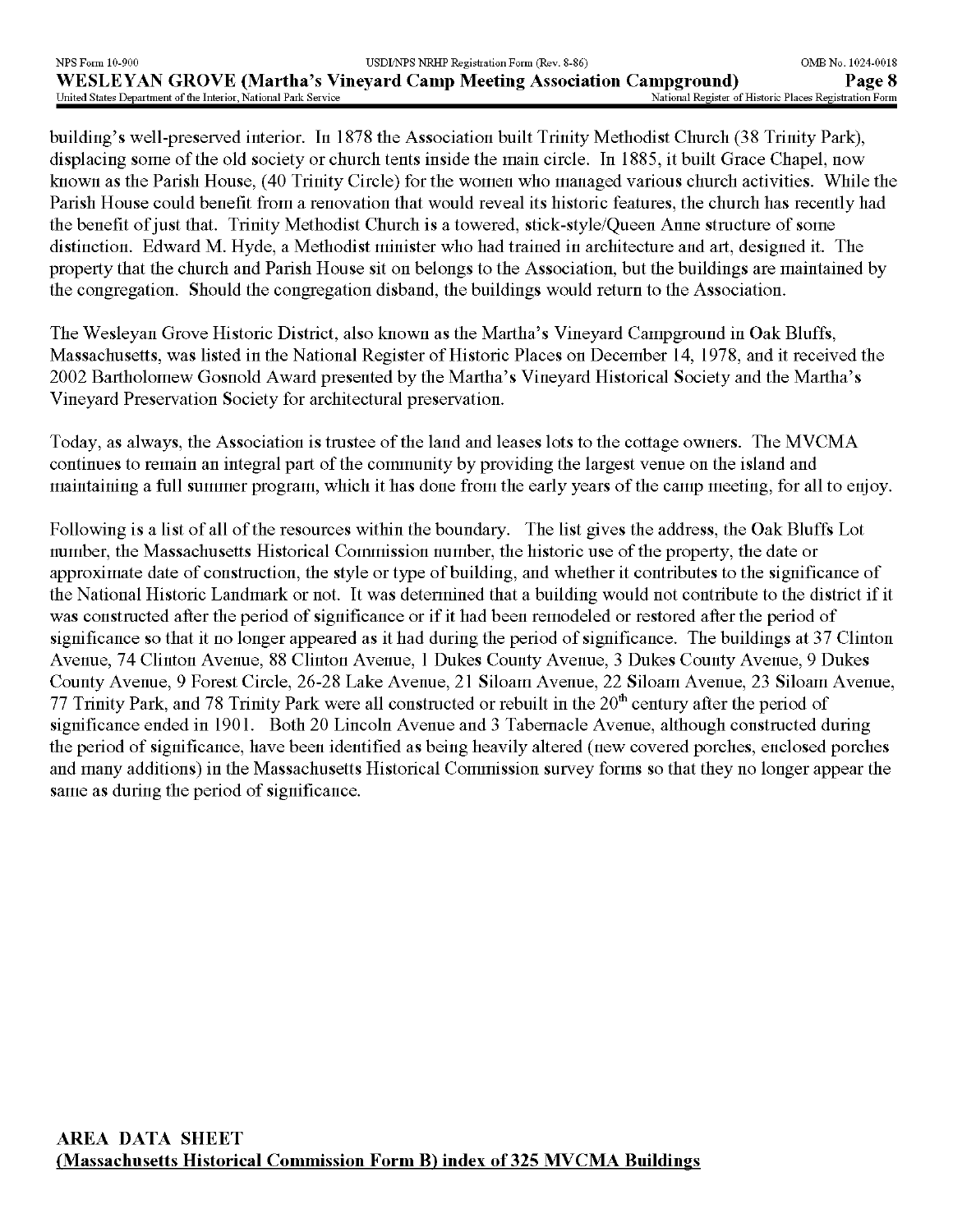building's well-preserved interior. In 1878 the Association built Trinity Methodist Church (38 Trinity Park), displacing some of the old society or church tents inside the main circle. In 1885, it built Grace Chapel, now known as the Parish House, (40 Trinity Circle) for the women who managed various church activities. While the Parish House could benefit from a renovation that would reveal its historic features, the church has recently had the benefit of just that. Trinity Methodist Church is a towered, stick-style/Queen Anne structure of some distinction. Edward M. Hyde, a Methodist minister who had trained in architecture and art, designed it. The property that the church and Parish House sit on belongs to the Association, but the buildings are maintained by the congregation. Should the congregation disband, the buildings would return to the Association.

The Wesleyan Grove Historic District, also known as the Martha's Vineyard Campground in Oak Bluffs, Massachusetts, was listed in the National Register of Historic Places on December 14, 1978, and it received the 2002 Bartholomew Gosnold Award presented by the Martha's Vineyard Historical Society and the Martha's Vineyard Preservation Society for architectural preservation.

Today, as always, the Association is trustee of the land and leases lots to the cottage owners. The MVCMA continues to remain an integral part of the community by providing the largest venue on the island and maintaining a full summer program, which it has done from the early years of the camp meeting, for all to enjoy.

Following is a list of all of the resources within the boundary. The list gives the address, the Oak Bluffs Lot number, the Massachusetts Historical Commission number, the historic use of the property, the date or approximate date of construction, the style or type of building, and whether it contributes to the significance of the National Historic Landmark or not. It was determined that a building would not contribute to the district if it was constructed after the period of significance or if it had been remodeled or restored after the period of significance so that it no longer appeared as it had during the period of significance. The buildings at 37 Clinton Avenue, 74 Clinton Avenue, 88 Clinton Avenue, 1 Dukes County Avenue, 3 Dukes County Avenue, 9 Dukes County Avenue, 9 Forest Circle, 26-28 Lake Avenue, 21 Siloam Avenue, 22 Siloam Avenue, 23 Siloam Avenue, 77 Trinity Park, and 78 Trinity Park were all constructed or rebuilt in the 20th century after the period of significance ended in 1901. Both 20 Lincoln Avenue and 3 Tabernacle Avenue, although constructed during the period of significance, have been identified as being heavily altered (new covered porches, enclosed porches and many additions) in the Massachusetts Historical Commission survey forms so that they no longer appear the same as during the period of significance.

**AREA DATA SHEET**
**(Massachusetts Historical Commission Form B) index of 325 MVCMA Buildings**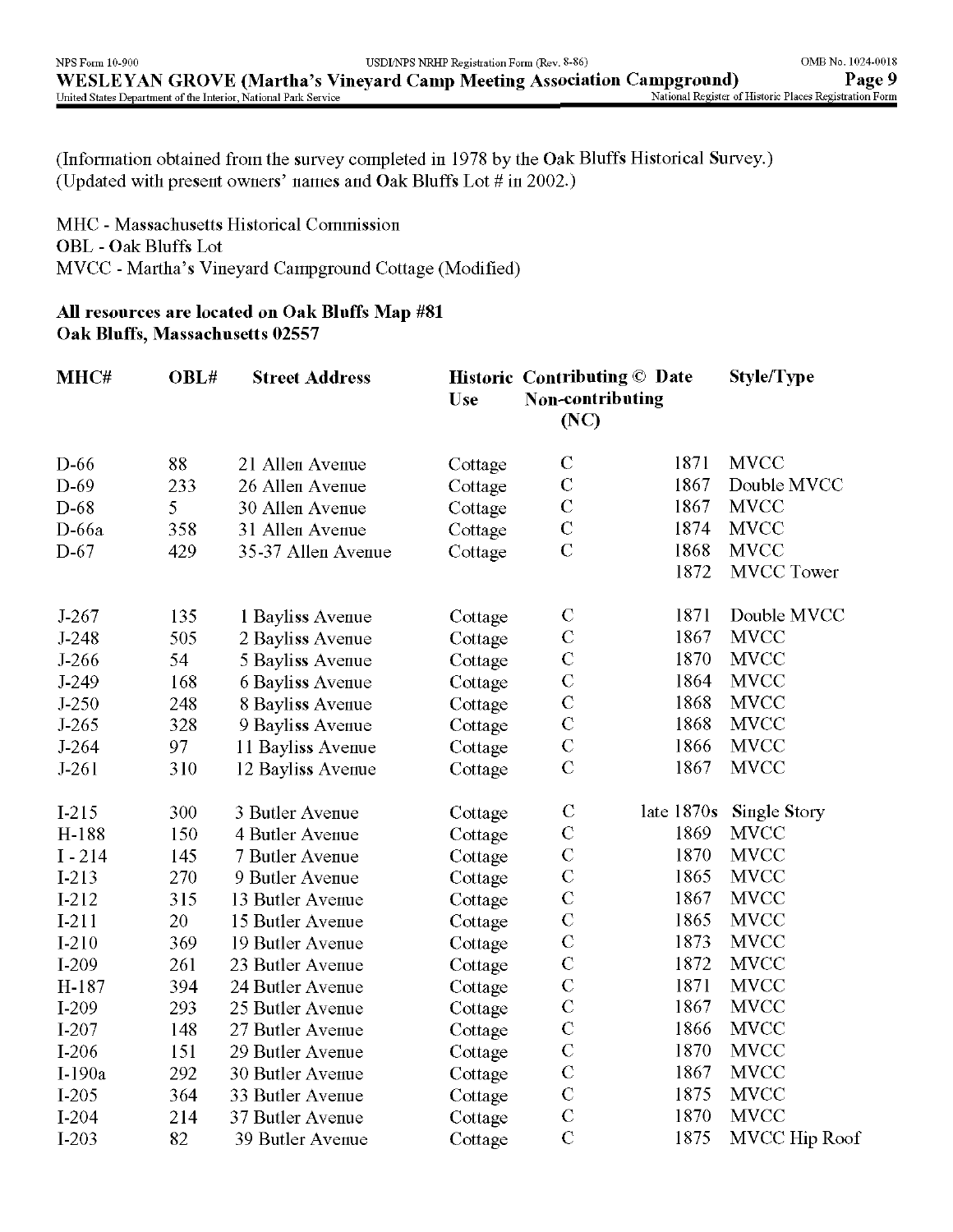(Information obtained from the survey completed in 1978 by the Oak Bluffs Historical Survey.)
(Updated with present owners' names and Oak Bluffs Lot # in 2002.)

MHC - Massachusetts Historical Commission
OBL - Oak Bluffs Lot
MVCC - Martha's Vineyard Campground Cottage (Modified)

**All resources are located on Oak Bluffs Map #81**
**Oak Bluffs, Massachusetts 02557**

| MHC# | OBL# | Street Address | Historic Use | Contributing © Non-contributing (NC) | Date | Style/Type |
|---|---|---|---|---|---|---|
| D-66 | 88 | 21 Allen Avenue | Cottage | C | 1871 | MVCC |
| D-69 | 233 | 26 Allen Avenue | Cottage | C | 1867 | Double MVCC |
| D-68 | 5 | 30 Allen Avenue | Cottage | C | 1867 | MVCC |
| D-66a | 358 | 31 Allen Avenue | Cottage | C | 1874 | MVCC |
| D-67 | 429 | 35-37 Allen Avenue | Cottage | C | 1868 | MVCC |
| | | | | | 1872 | MVCC Tower |
| J-267 | 135 | 1 Bayliss Avenue | Cottage | C | 1871 | Double MVCC |
| J-248 | 505 | 2 Bayliss Avenue | Cottage | C | 1867 | MVCC |
| J-266 | 54 | 5 Bayliss Avenue | Cottage | C | 1870 | MVCC |
| J-249 | 168 | 6 Bayliss Avenue | Cottage | C | 1864 | MVCC |
| J-250 | 248 | 8 Bayliss Avenue | Cottage | C | 1868 | MVCC |
| J-265 | 328 | 9 Bayliss Avenue | Cottage | C | 1868 | MVCC |
| J-264 | 97 | 11 Bayliss Avenue | Cottage | C | 1866 | MVCC |
| J-261 | 310 | 12 Bayliss Avenue | Cottage | C | 1867 | MVCC |
| I-215 | 300 | 3 Butler Avenue | Cottage | C | late 1870s | Single Story |
| H-188 | 150 | 4 Butler Avenue | Cottage | C | 1869 | MVCC |
| I - 214 | 145 | 7 Butler Avenue | Cottage | C | 1870 | MVCC |
| I-213 | 270 | 9 Butler Avenue | Cottage | C | 1865 | MVCC |
| I-212 | 315 | 13 Butler Avenue | Cottage | C | 1867 | MVCC |
| I-211 | 20 | 15 Butler Avenue | Cottage | C | 1865 | MVCC |
| I-210 | 369 | 19 Butler Avenue | Cottage | C | 1873 | MVCC |
| I-209 | 261 | 23 Butler Avenue | Cottage | C | 1872 | MVCC |
| H-187 | 394 | 24 Butler Avenue | Cottage | C | 1871 | MVCC |
| I-209 | 293 | 25 Butler Avenue | Cottage | C | 1867 | MVCC |
| I-207 | 148 | 27 Butler Avenue | Cottage | C | 1866 | MVCC |
| I-206 | 151 | 29 Butler Avenue | Cottage | C | 1870 | MVCC |
| I-190a | 292 | 30 Butler Avenue | Cottage | C | 1867 | MVCC |
| I-205 | 364 | 33 Butler Avenue | Cottage | C | 1875 | MVCC |
| I-204 | 214 | 37 Butler Avenue | Cottage | C | 1870 | MVCC |
| I-203 | 82 | 39 Butler Avenue | Cottage | C | 1875 | MVCC Hip Roof |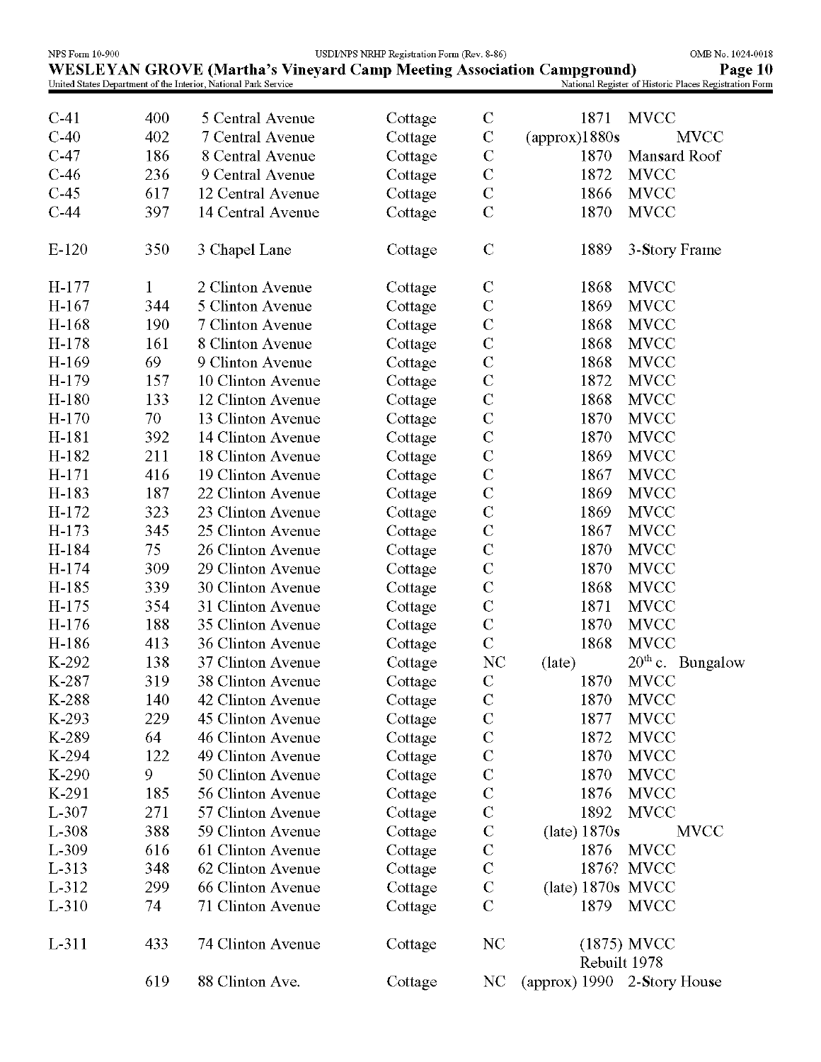| | | | | | | |
|---|---|---|---|---|---|---|
| C-41 | 400 | 5 Central Avenue | Cottage | C | 1871 | MVCC |
| C-40 | 402 | 7 Central Avenue | Cottage | C | (approx)1880s | MVCC |
| C-47 | 186 | 8 Central Avenue | Cottage | C | 1870 | Mansard Roof |
| C-46 | 236 | 9 Central Avenue | Cottage | C | 1872 | MVCC |
| C-45 | 617 | 12 Central Avenue | Cottage | C | 1866 | MVCC |
| C-44 | 397 | 14 Central Avenue | Cottage | C | 1870 | MVCC |
| E-120 | 350 | 3 Chapel Lane | Cottage | C | 1889 | 3-Story Frame |
| H-177 | 1 | 2 Clinton Avenue | Cottage | C | 1868 | MVCC |
| H-167 | 344 | 5 Clinton Avenue | Cottage | C | 1869 | MVCC |
| H-168 | 190 | 7 Clinton Avenue | Cottage | C | 1868 | MVCC |
| H-178 | 161 | 8 Clinton Avenue | Cottage | C | 1868 | MVCC |
| H-169 | 69 | 9 Clinton Avenue | Cottage | C | 1868 | MVCC |
| H-179 | 157 | 10 Clinton Avenue | Cottage | C | 1872 | MVCC |
| H-180 | 133 | 12 Clinton Avenue | Cottage | C | 1868 | MVCC |
| H-170 | 70 | 13 Clinton Avenue | Cottage | C | 1870 | MVCC |
| H-181 | 392 | 14 Clinton Avenue | Cottage | C | 1870 | MVCC |
| H-182 | 211 | 18 Clinton Avenue | Cottage | C | 1869 | MVCC |
| H-171 | 416 | 19 Clinton Avenue | Cottage | C | 1867 | MVCC |
| H-183 | 187 | 22 Clinton Avenue | Cottage | C | 1869 | MVCC |
| H-172 | 323 | 23 Clinton Avenue | Cottage | C | 1869 | MVCC |
| H-173 | 345 | 25 Clinton Avenue | Cottage | C | 1867 | MVCC |
| H-184 | 75 | 26 Clinton Avenue | Cottage | C | 1870 | MVCC |
| H-174 | 309 | 29 Clinton Avenue | Cottage | C | 1870 | MVCC |
| H-185 | 339 | 30 Clinton Avenue | Cottage | C | 1868 | MVCC |
| H-175 | 354 | 31 Clinton Avenue | Cottage | C | 1871 | MVCC |
| H-176 | 188 | 35 Clinton Avenue | Cottage | C | 1870 | MVCC |
| H-186 | 413 | 36 Clinton Avenue | Cottage | C | 1868 | MVCC |
| K-292 | 138 | 37 Clinton Avenue | Cottage | NC | (late) | 20th c. Bungalow |
| K-287 | 319 | 38 Clinton Avenue | Cottage | C | 1870 | MVCC |
| K-288 | 140 | 42 Clinton Avenue | Cottage | C | 1870 | MVCC |
| K-293 | 229 | 45 Clinton Avenue | Cottage | C | 1877 | MVCC |
| K-289 | 64 | 46 Clinton Avenue | Cottage | C | 1872 | MVCC |
| K-294 | 122 | 49 Clinton Avenue | Cottage | C | 1870 | MVCC |
| K-290 | 9 | 50 Clinton Avenue | Cottage | C | 1870 | MVCC |
| K-291 | 185 | 56 Clinton Avenue | Cottage | C | 1876 | MVCC |
| L-307 | 271 | 57 Clinton Avenue | Cottage | C | 1892 | MVCC |
| L-308 | 388 | 59 Clinton Avenue | Cottage | C | (late) 1870s | MVCC |
| L-309 | 616 | 61 Clinton Avenue | Cottage | C | 1876 | MVCC |
| L-313 | 348 | 62 Clinton Avenue | Cottage | C | 1876? | MVCC |
| L-312 | 299 | 66 Clinton Avenue | Cottage | C | (late) 1870s | MVCC |
| L-310 | 74 | 71 Clinton Avenue | Cottage | C | 1879 | MVCC |
| L-311 | 433 | 74 Clinton Avenue | Cottage | NC | (1875) | MVCC Rebuilt 1978 |
| | 619 | 88 Clinton Ave. | Cottage | NC | (approx) 1990 | 2-Story House |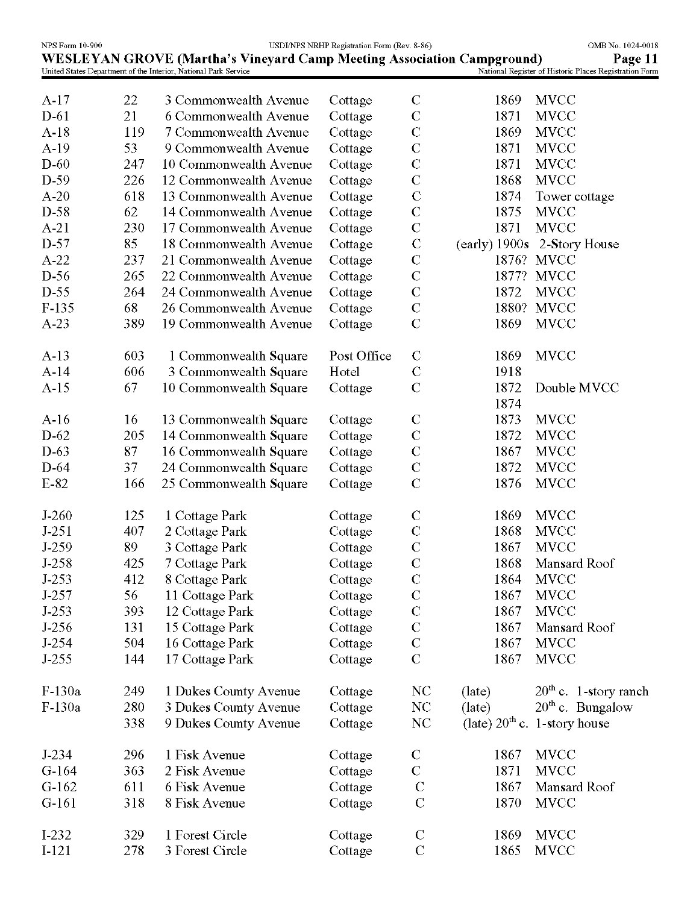| | | | | | | |
|---|---|---|---|---|---|---|
| A-17 | 22 | 3 Commonwealth Avenue | Cottage | C | 1869 | MVCC |
| D-61 | 21 | 6 Commonwealth Avenue | Cottage | C | 1871 | MVCC |
| A-18 | 119 | 7 Commonwealth Avenue | Cottage | C | 1869 | MVCC |
| A-19 | 53 | 9 Commonwealth Avenue | Cottage | C | 1871 | MVCC |
| D-60 | 247 | 10 Commonwealth Avenue | Cottage | C | 1871 | MVCC |
| D-59 | 226 | 12 Commonwealth Avenue | Cottage | C | 1868 | MVCC |
| A-20 | 618 | 13 Commonwealth Avenue | Cottage | C | 1874 | Tower cottage |
| D-58 | 62 | 14 Commonwealth Avenue | Cottage | C | 1875 | MVCC |
| A-21 | 230 | 17 Commonwealth Avenue | Cottage | C | 1871 | MVCC |
| D-57 | 85 | 18 Commonwealth Avenue | Cottage | C | (early) 1900s | 2-Story House |
| A-22 | 237 | 21 Commonwealth Avenue | Cottage | C | 1876? | MVCC |
| D-56 | 265 | 22 Commonwealth Avenue | Cottage | C | 1877? | MVCC |
| D-55 | 264 | 24 Commonwealth Avenue | Cottage | C | 1872 | MVCC |
| F-135 | 68 | 26 Commonwealth Avenue | Cottage | C | 1880? | MVCC |
| A-23 | 389 | 19 Commonwealth Avenue | Cottage | C | 1869 | MVCC |
| | | | | | | |
| A-13 | 603 | 1 Commonwealth Square | Post Office | C | 1869 | MVCC |
| A-14 | 606 | 3 Commonwealth Square | Hotel | C | 1918 | |
| A-15 | 67 | 10 Commonwealth Square | Cottage | C | 1872 1874 | Double MVCC |
| A-16 | 16 | 13 Commonwealth Square | Cottage | C | 1873 | MVCC |
| D-62 | 205 | 14 Commonwealth Square | Cottage | C | 1872 | MVCC |
| D-63 | 87 | 16 Commonwealth Square | Cottage | C | 1867 | MVCC |
| D-64 | 37 | 24 Commonwealth Square | Cottage | C | 1872 | MVCC |
| E-82 | 166 | 25 Commonwealth Square | Cottage | C | 1876 | MVCC |
| | | | | | | |
| J-260 | 125 | 1 Cottage Park | Cottage | C | 1869 | MVCC |
| J-251 | 407 | 2 Cottage Park | Cottage | C | 1868 | MVCC |
| J-259 | 89 | 3 Cottage Park | Cottage | C | 1867 | MVCC |
| J-258 | 425 | 7 Cottage Park | Cottage | C | 1868 | Mansard Roof |
| J-253 | 412 | 8 Cottage Park | Cottage | C | 1864 | MVCC |
| J-257 | 56 | 11 Cottage Park | Cottage | C | 1867 | MVCC |
| J-253 | 393 | 12 Cottage Park | Cottage | C | 1867 | MVCC |
| J-256 | 131 | 15 Cottage Park | Cottage | C | 1867 | Mansard Roof |
| J-254 | 504 | 16 Cottage Park | Cottage | C | 1867 | MVCC |
| J-255 | 144 | 17 Cottage Park | Cottage | C | 1867 | MVCC |
| | | | | | | |
| F-130a | 249 | 1 Dukes County Avenue | Cottage | NC | (late) 20th c. | 1-story ranch |
| F-130a | 280 | 3 Dukes County Avenue | Cottage | NC | (late) 20th c. | Bungalow |
| | 338 | 9 Dukes County Avenue | Cottage | NC | (late) 20th c. | 1-story house |
| | | | | | | |
| J-234 | 296 | 1 Fisk Avenue | Cottage | C | 1867 | MVCC |
| G-164 | 363 | 2 Fisk Avenue | Cottage | C | 1871 | MVCC |
| G-162 | 611 | 6 Fisk Avenue | Cottage | C | 1867 | Mansard Roof |
| G-161 | 318 | 8 Fisk Avenue | Cottage | C | 1870 | MVCC |
| | | | | | | |
| I-232 | 329 | 1 Forest Circle | Cottage | C | 1869 | MVCC |
| I-121 | 278 | 3 Forest Circle | Cottage | C | 1865 | MVCC |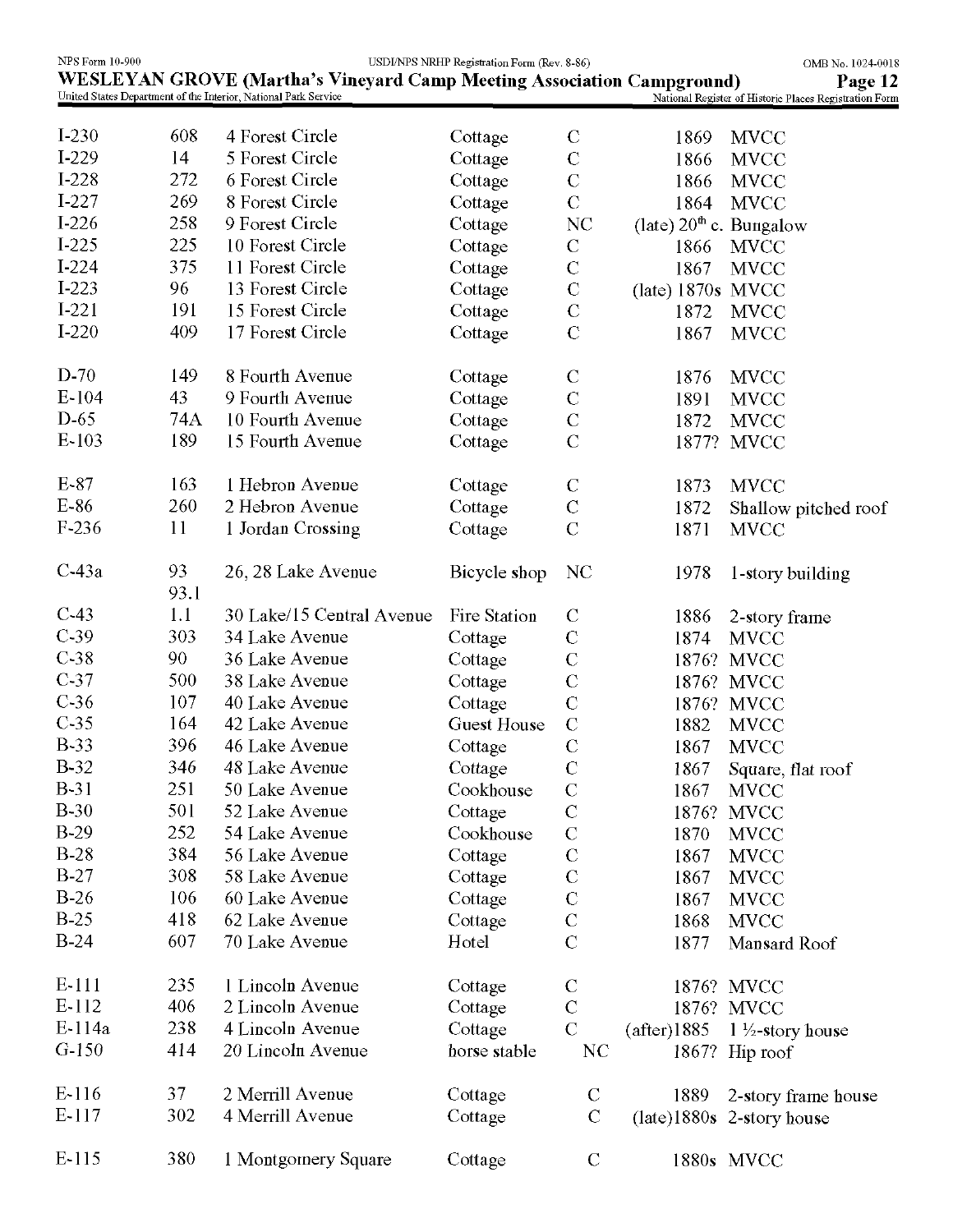| | | | | | | |
|---|---|---|---|---|---|---|
| I-230 | 608 | 4 Forest Circle | Cottage | C | 1869 | MVCC |
| I-229 | 14 | 5 Forest Circle | Cottage | C | 1866 | MVCC |
| I-228 | 272 | 6 Forest Circle | Cottage | C | 1866 | MVCC |
| I-227 | 269 | 8 Forest Circle | Cottage | C | 1864 | MVCC |
| I-226 | 258 | 9 Forest Circle | Cottage | NC | (late) 20th c. | Bungalow |
| I-225 | 225 | 10 Forest Circle | Cottage | C | 1866 | MVCC |
| I-224 | 375 | 11 Forest Circle | Cottage | C | 1867 | MVCC |
| I-223 | 96 | 13 Forest Circle | Cottage | C | (late) 1870s | MVCC |
| I-221 | 191 | 15 Forest Circle | Cottage | C | 1872 | MVCC |
| I-220 | 409 | 17 Forest Circle | Cottage | C | 1867 | MVCC |
| | | | | | | |
| D-70 | 149 | 8 Fourth Avenue | Cottage | C | 1876 | MVCC |
| E-104 | 43 | 9 Fourth Avenue | Cottage | C | 1891 | MVCC |
| D-65 | 74A | 10 Fourth Avenue | Cottage | C | 1872 | MVCC |
| E-103 | 189 | 15 Fourth Avenue | Cottage | C | 1877? | MVCC |
| | | | | | | |
| E-87 | 163 | 1 Hebron Avenue | Cottage | C | 1873 | MVCC |
| E-86 | 260 | 2 Hebron Avenue | Cottage | C | 1872 | Shallow pitched roof |
| F-236 | 11 | 1 Jordan Crossing | Cottage | C | 1871 | MVCC |
| | | | | | | |
| C-43a | 93 93.1 | 26, 28 Lake Avenue | Bicycle shop | NC | 1978 | 1-story building |
| C-43 | 1.1 | 30 Lake/15 Central Avenue | Fire Station | C | 1886 | 2-story frame |
| C-39 | 303 | 34 Lake Avenue | Cottage | C | 1874 | MVCC |
| C-38 | 90 | 36 Lake Avenue | Cottage | C | 1876? | MVCC |
| C-37 | 500 | 38 Lake Avenue | Cottage | C | 1876? | MVCC |
| C-36 | 107 | 40 Lake Avenue | Cottage | C | 1876? | MVCC |
| C-35 | 164 | 42 Lake Avenue | Guest House | C | 1882 | MVCC |
| B-33 | 396 | 46 Lake Avenue | Cottage | C | 1867 | MVCC |
| B-32 | 346 | 48 Lake Avenue | Cottage | C | 1867 | Square, flat roof |
| B-31 | 251 | 50 Lake Avenue | Cookhouse | C | 1867 | MVCC |
| B-30 | 501 | 52 Lake Avenue | Cottage | C | 1876? | MVCC |
| B-29 | 252 | 54 Lake Avenue | Cookhouse | C | 1870 | MVCC |
| B-28 | 384 | 56 Lake Avenue | Cottage | C | 1867 | MVCC |
| B-27 | 308 | 58 Lake Avenue | Cottage | C | 1867 | MVCC |
| B-26 | 106 | 60 Lake Avenue | Cottage | C | 1867 | MVCC |
| B-25 | 418 | 62 Lake Avenue | Cottage | C | 1868 | MVCC |
| B-24 | 607 | 70 Lake Avenue | Hotel | C | 1877 | Mansard Roof |
| | | | | | | |
| E-111 | 235 | 1 Lincoln Avenue | Cottage | C | 1876? | MVCC |
| E-112 | 406 | 2 Lincoln Avenue | Cottage | C | 1876? | MVCC |
| E-114a | 238 | 4 Lincoln Avenue | Cottage | C | (after)1885 | 1 ½-story house |
| G-150 | 414 | 20 Lincoln Avenue | horse stable | NC | 1867? | Hip roof |
| | | | | | | |
| E-116 | 37 | 2 Merrill Avenue | Cottage | C | 1889 | 2-story frame house |
| E-117 | 302 | 4 Merrill Avenue | Cottage | C | (late)1880s | 2-story house |
| | | | | | | |
| E-115 | 380 | 1 Montgomery Square | Cottage | C | 1880s | MVCC |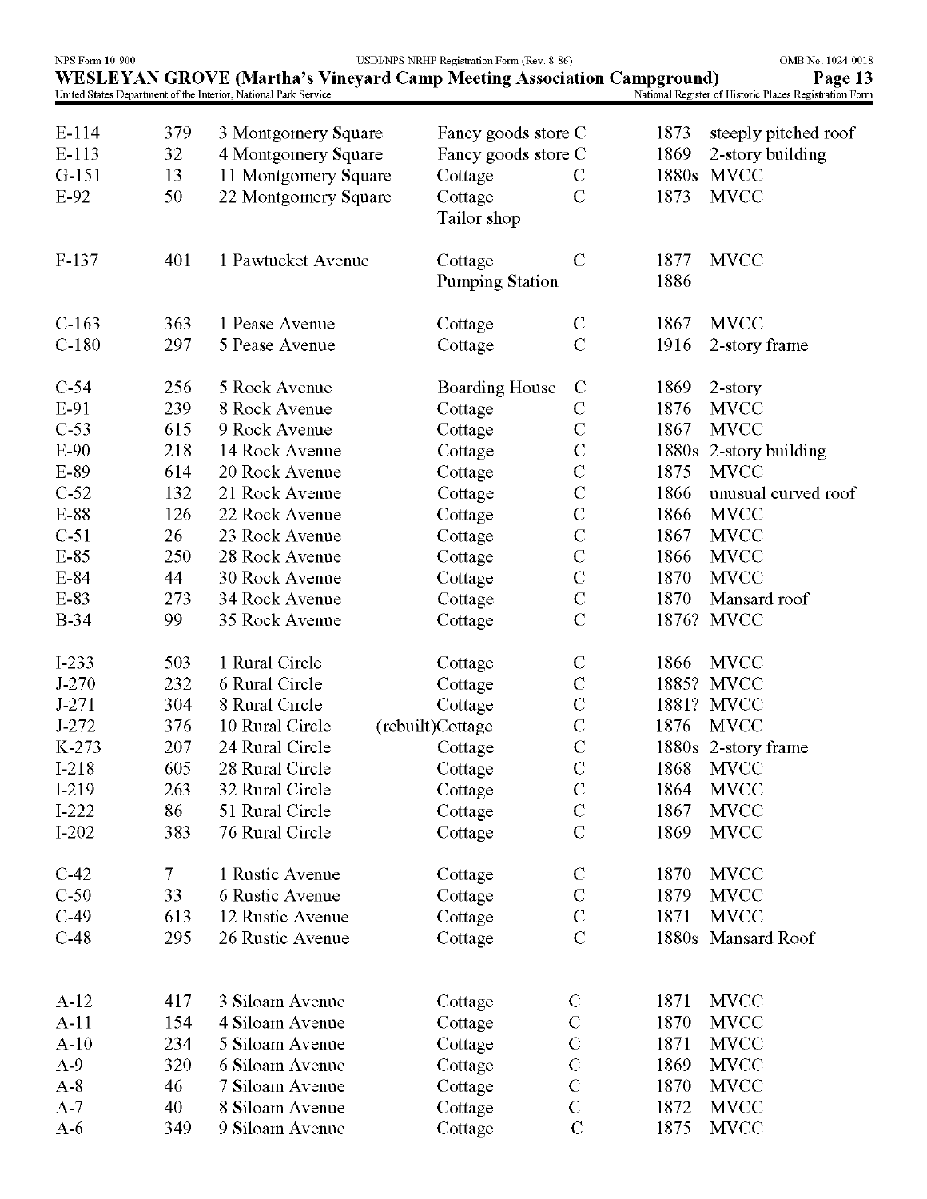| | | | | | | |
|---|---|---|---|---|---|---|
| E-114 | 379 | 3 Montgomery Square | Fancy goods store | C | 1873 | steeply pitched roof |
| E-113 | 32 | 4 Montgomery Square | Fancy goods store | C | 1869 | 2-story building |
| G-151 | 13 | 11 Montgomery Square | Cottage | C | 1880s | MVCC |
| E-92 | 50 | 22 Montgomery Square | Cottage<br>Tailor shop | C | 1873 | MVCC |
| F-137 | 401 | 1 Pawtucket Avenue | Cottage<br>Pumping Station | C | 1877<br>1886 | MVCC |
| C-163 | 363 | 1 Pease Avenue | Cottage | C | 1867 | MVCC |
| C-180 | 297 | 5 Pease Avenue | Cottage | C | 1916 | 2-story frame |
| C-54 | 256 | 5 Rock Avenue | Boarding House | C | 1869 | 2-story |
| E-91 | 239 | 8 Rock Avenue | Cottage | C | 1876 | MVCC |
| C-53 | 615 | 9 Rock Avenue | Cottage | C | 1867 | MVCC |
| E-90 | 218 | 14 Rock Avenue | Cottage | C | 1880s | 2-story building |
| E-89 | 614 | 20 Rock Avenue | Cottage | C | 1875 | MVCC |
| C-52 | 132 | 21 Rock Avenue | Cottage | C | 1866 | unusual curved roof |
| E-88 | 126 | 22 Rock Avenue | Cottage | C | 1866 | MVCC |
| C-51 | 26 | 23 Rock Avenue | Cottage | C | 1867 | MVCC |
| E-85 | 250 | 28 Rock Avenue | Cottage | C | 1866 | MVCC |
| E-84 | 44 | 30 Rock Avenue | Cottage | C | 1870 | MVCC |
| E-83 | 273 | 34 Rock Avenue | Cottage | C | 1870 | Mansard roof |
| B-34 | 99 | 35 Rock Avenue | Cottage | C | 1876? | MVCC |
| I-233 | 503 | 1 Rural Circle | Cottage | C | 1866 | MVCC |
| J-270 | 232 | 6 Rural Circle | Cottage | C | 1885? | MVCC |
| J-271 | 304 | 8 Rural Circle | Cottage | C | 1881? | MVCC |
| J-272 | 376 | 10 Rural Circle | (rebuilt)Cottage | C | 1876 | MVCC |
| K-273 | 207 | 24 Rural Circle | Cottage | C | 1880s | 2-story frame |
| I-218 | 605 | 28 Rural Circle | Cottage | C | 1868 | MVCC |
| I-219 | 263 | 32 Rural Circle | Cottage | C | 1864 | MVCC |
| I-222 | 86 | 51 Rural Circle | Cottage | C | 1867 | MVCC |
| I-202 | 383 | 76 Rural Circle | Cottage | C | 1869 | MVCC |
| C-42 | 7 | 1 Rustic Avenue | Cottage | C | 1870 | MVCC |
| C-50 | 33 | 6 Rustic Avenue | Cottage | C | 1879 | MVCC |
| C-49 | 613 | 12 Rustic Avenue | Cottage | C | 1871 | MVCC |
| C-48 | 295 | 26 Rustic Avenue | Cottage | C | 1880s | Mansard Roof |
| A-12 | 417 | 3 Siloam Avenue | Cottage | C | 1871 | MVCC |
| A-11 | 154 | 4 Siloam Avenue | Cottage | C | 1870 | MVCC |
| A-10 | 234 | 5 Siloam Avenue | Cottage | C | 1871 | MVCC |
| A-9 | 320 | 6 Siloam Avenue | Cottage | C | 1869 | MVCC |
| A-8 | 46 | 7 Siloam Avenue | Cottage | C | 1870 | MVCC |
| A-7 | 40 | 8 Siloam Avenue | Cottage | C | 1872 | MVCC |
| A-6 | 349 | 9 Siloam Avenue | Cottage | C | 1875 | MVCC |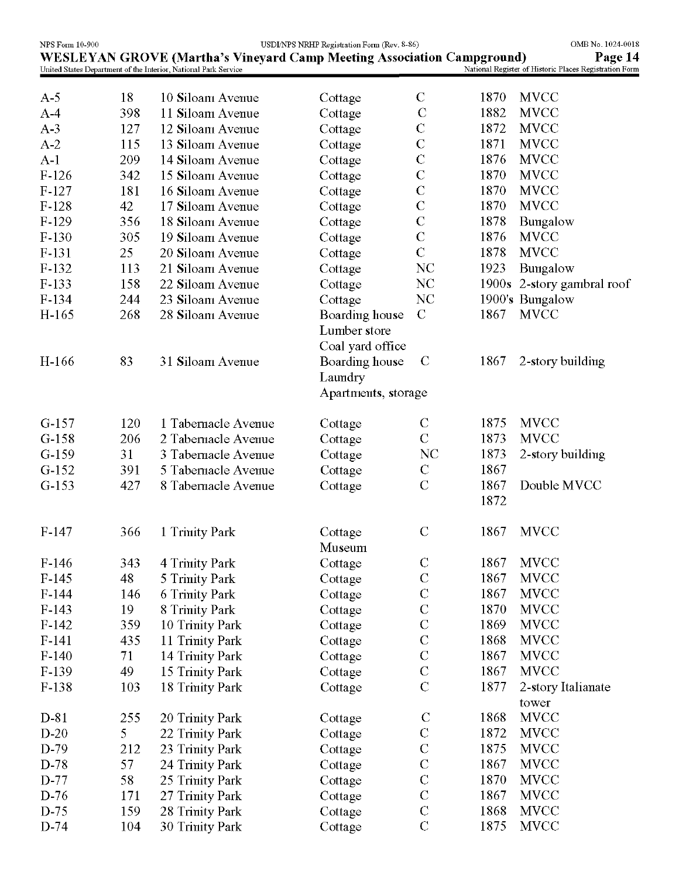| | | | | | | |
|---|---|---|---|---|---|---|
| A-5 | 18 | 10 Siloam Avenue | Cottage | C | 1870 | MVCC |
| A-4 | 398 | 11 Siloam Avenue | Cottage | C | 1882 | MVCC |
| A-3 | 127 | 12 Siloam Avenue | Cottage | C | 1872 | MVCC |
| A-2 | 115 | 13 Siloam Avenue | Cottage | C | 1871 | MVCC |
| A-1 | 209 | 14 Siloam Avenue | Cottage | C | 1876 | MVCC |
| F-126 | 342 | 15 Siloam Avenue | Cottage | C | 1870 | MVCC |
| F-127 | 181 | 16 Siloam Avenue | Cottage | C | 1870 | MVCC |
| F-128 | 42 | 17 Siloam Avenue | Cottage | C | 1870 | MVCC |
| F-129 | 356 | 18 Siloam Avenue | Cottage | C | 1878 | Bungalow |
| F-130 | 305 | 19 Siloam Avenue | Cottage | C | 1876 | MVCC |
| F-131 | 25 | 20 Siloam Avenue | Cottage | C | 1878 | MVCC |
| F-132 | 113 | 21 Siloam Avenue | Cottage | NC | 1923 | Bungalow |
| F-133 | 158 | 22 Siloam Avenue | Cottage | NC | 1900s | 2-story gambral roof |
| F-134 | 244 | 23 Siloam Avenue | Cottage | NC | 1900's | Bungalow |
| H-165 | 268 | 28 Siloam Avenue | Boarding house Lumber store Coal yard office | C | 1867 | MVCC |
| H-166 | 83 | 31 Siloam Avenue | Boarding house Laundry Apartments, storage | C | 1867 | 2-story building |
| G-157 | 120 | 1 Tabernacle Avenue | Cottage | C | 1875 | MVCC |
| G-158 | 206 | 2 Tabernacle Avenue | Cottage | C | 1873 | MVCC |
| G-159 | 31 | 3 Tabernacle Avenue | Cottage | NC | 1873 | 2-story building |
| G-152 | 391 | 5 Tabernacle Avenue | Cottage | C | 1867 | |
| G-153 | 427 | 8 Tabernacle Avenue | Cottage | C | 1867 1872 | Double MVCC |
| F-147 | 366 | 1 Trinity Park | Cottage Museum | C | 1867 | MVCC |
| F-146 | 343 | 4 Trinity Park | Cottage | C | 1867 | MVCC |
| F-145 | 48 | 5 Trinity Park | Cottage | C | 1867 | MVCC |
| F-144 | 146 | 6 Trinity Park | Cottage | C | 1867 | MVCC |
| F-143 | 19 | 8 Trinity Park | Cottage | C | 1870 | MVCC |
| F-142 | 359 | 10 Trinity Park | Cottage | C | 1869 | MVCC |
| F-141 | 435 | 11 Trinity Park | Cottage | C | 1868 | MVCC |
| F-140 | 71 | 14 Trinity Park | Cottage | C | 1867 | MVCC |
| F-139 | 49 | 15 Trinity Park | Cottage | C | 1867 | MVCC |
| F-138 | 103 | 18 Trinity Park | Cottage | C | 1877 | 2-story Italianate tower |
| D-81 | 255 | 20 Trinity Park | Cottage | C | 1868 | MVCC |
| D-20 | 5 | 22 Trinity Park | Cottage | C | 1872 | MVCC |
| D-79 | 212 | 23 Trinity Park | Cottage | C | 1875 | MVCC |
| D-78 | 57 | 24 Trinity Park | Cottage | C | 1867 | MVCC |
| D-77 | 58 | 25 Trinity Park | Cottage | C | 1870 | MVCC |
| D-76 | 171 | 27 Trinity Park | Cottage | C | 1867 | MVCC |
| D-75 | 159 | 28 Trinity Park | Cottage | C | 1868 | MVCC |
| D-74 | 104 | 30 Trinity Park | Cottage | C | 1875 | MVCC |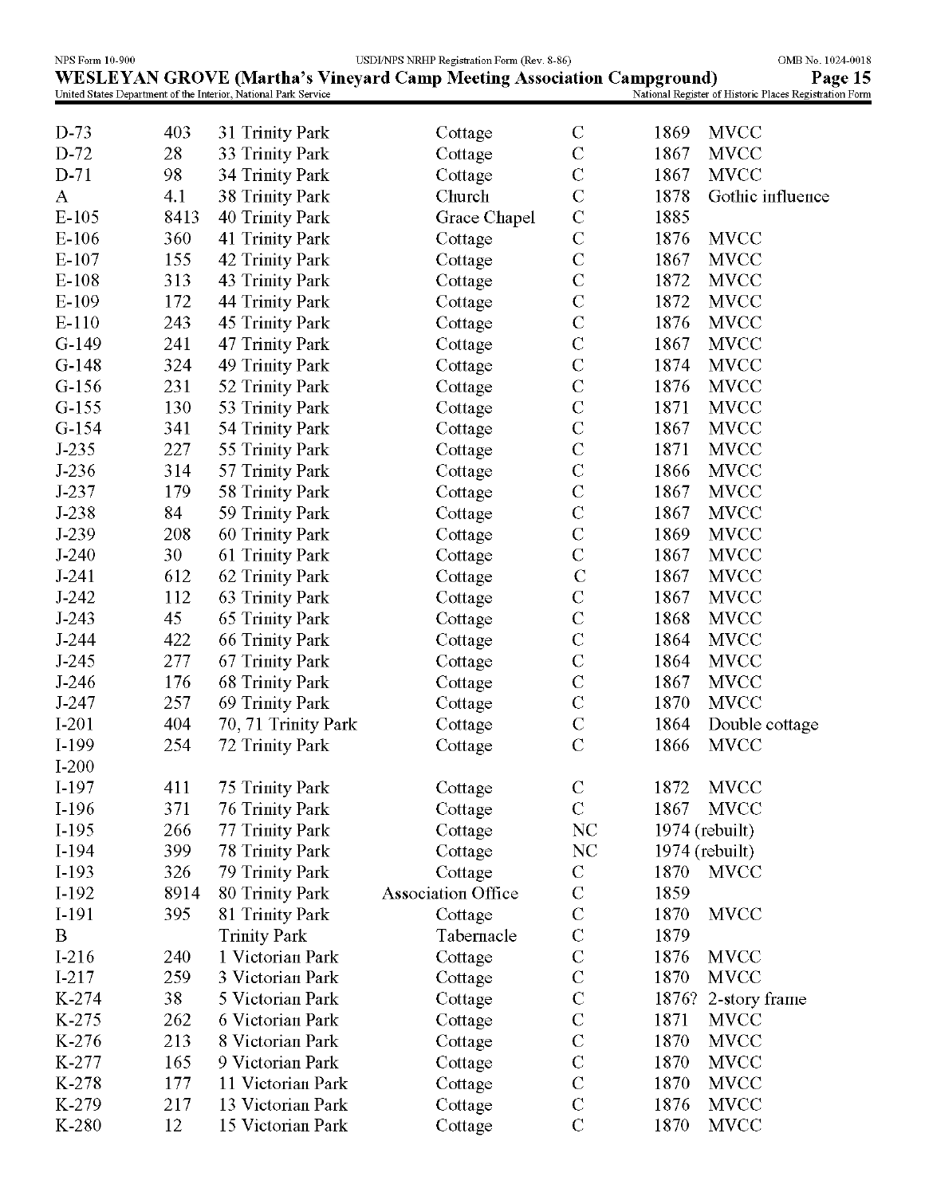| | | | | | | |
|---|---|---|---|---|---|---|
| D-73 | 403 | 31 Trinity Park | Cottage | C | 1869 | MVCC |
| D-72 | 28 | 33 Trinity Park | Cottage | C | 1867 | MVCC |
| D-71 | 98 | 34 Trinity Park | Cottage | C | 1867 | MVCC |
| A | 4.1 | 38 Trinity Park | Church | C | 1878 | Gothic influence |
| E-105 | 8413 | 40 Trinity Park | Grace Chapel | C | 1885 | |
| E-106 | 360 | 41 Trinity Park | Cottage | C | 1876 | MVCC |
| E-107 | 155 | 42 Trinity Park | Cottage | C | 1867 | MVCC |
| E-108 | 313 | 43 Trinity Park | Cottage | C | 1872 | MVCC |
| E-109 | 172 | 44 Trinity Park | Cottage | C | 1872 | MVCC |
| E-110 | 243 | 45 Trinity Park | Cottage | C | 1876 | MVCC |
| G-149 | 241 | 47 Trinity Park | Cottage | C | 1867 | MVCC |
| G-148 | 324 | 49 Trinity Park | Cottage | C | 1874 | MVCC |
| G-156 | 231 | 52 Trinity Park | Cottage | C | 1876 | MVCC |
| G-155 | 130 | 53 Trinity Park | Cottage | C | 1871 | MVCC |
| G-154 | 341 | 54 Trinity Park | Cottage | C | 1867 | MVCC |
| J-235 | 227 | 55 Trinity Park | Cottage | C | 1871 | MVCC |
| J-236 | 314 | 57 Trinity Park | Cottage | C | 1866 | MVCC |
| J-237 | 179 | 58 Trinity Park | Cottage | C | 1867 | MVCC |
| J-238 | 84 | 59 Trinity Park | Cottage | C | 1867 | MVCC |
| J-239 | 208 | 60 Trinity Park | Cottage | C | 1869 | MVCC |
| J-240 | 30 | 61 Trinity Park | Cottage | C | 1867 | MVCC |
| J-241 | 612 | 62 Trinity Park | Cottage | C | 1867 | MVCC |
| J-242 | 112 | 63 Trinity Park | Cottage | C | 1867 | MVCC |
| J-243 | 45 | 65 Trinity Park | Cottage | C | 1868 | MVCC |
| J-244 | 422 | 66 Trinity Park | Cottage | C | 1864 | MVCC |
| J-245 | 277 | 67 Trinity Park | Cottage | C | 1864 | MVCC |
| J-246 | 176 | 68 Trinity Park | Cottage | C | 1867 | MVCC |
| J-247 | 257 | 69 Trinity Park | Cottage | C | 1870 | MVCC |
| I-201 | 404 | 70, 71 Trinity Park | Cottage | C | 1864 | Double cottage |
| I-199 | 254 | 72 Trinity Park | Cottage | C | 1866 | MVCC |
| I-200 | | | | | | |
| I-197 | 411 | 75 Trinity Park | Cottage | C | 1872 | MVCC |
| I-196 | 371 | 76 Trinity Park | Cottage | C | 1867 | MVCC |
| I-195 | 266 | 77 Trinity Park | Cottage | NC | 1974 (rebuilt) | |
| I-194 | 399 | 78 Trinity Park | Cottage | NC | 1974 (rebuilt) | |
| I-193 | 326 | 79 Trinity Park | Cottage | C | 1870 | MVCC |
| I-192 | 8914 | 80 Trinity Park | Association Office | C | 1859 | |
| I-191 | 395 | 81 Trinity Park | Cottage | C | 1870 | MVCC |
| B | | Trinity Park | Tabernacle | C | 1879 | |
| I-216 | 240 | 1 Victorian Park | Cottage | C | 1876 | MVCC |
| I-217 | 259 | 3 Victorian Park | Cottage | C | 1870 | MVCC |
| K-274 | 38 | 5 Victorian Park | Cottage | C | 1876? | 2-story frame |
| K-275 | 262 | 6 Victorian Park | Cottage | C | 1871 | MVCC |
| K-276 | 213 | 8 Victorian Park | Cottage | C | 1870 | MVCC |
| K-277 | 165 | 9 Victorian Park | Cottage | C | 1870 | MVCC |
| K-278 | 177 | 11 Victorian Park | Cottage | C | 1870 | MVCC |
| K-279 | 217 | 13 Victorian Park | Cottage | C | 1876 | MVCC |
| K-280 | 12 | 15 Victorian Park | Cottage | C | 1870 | MVCC |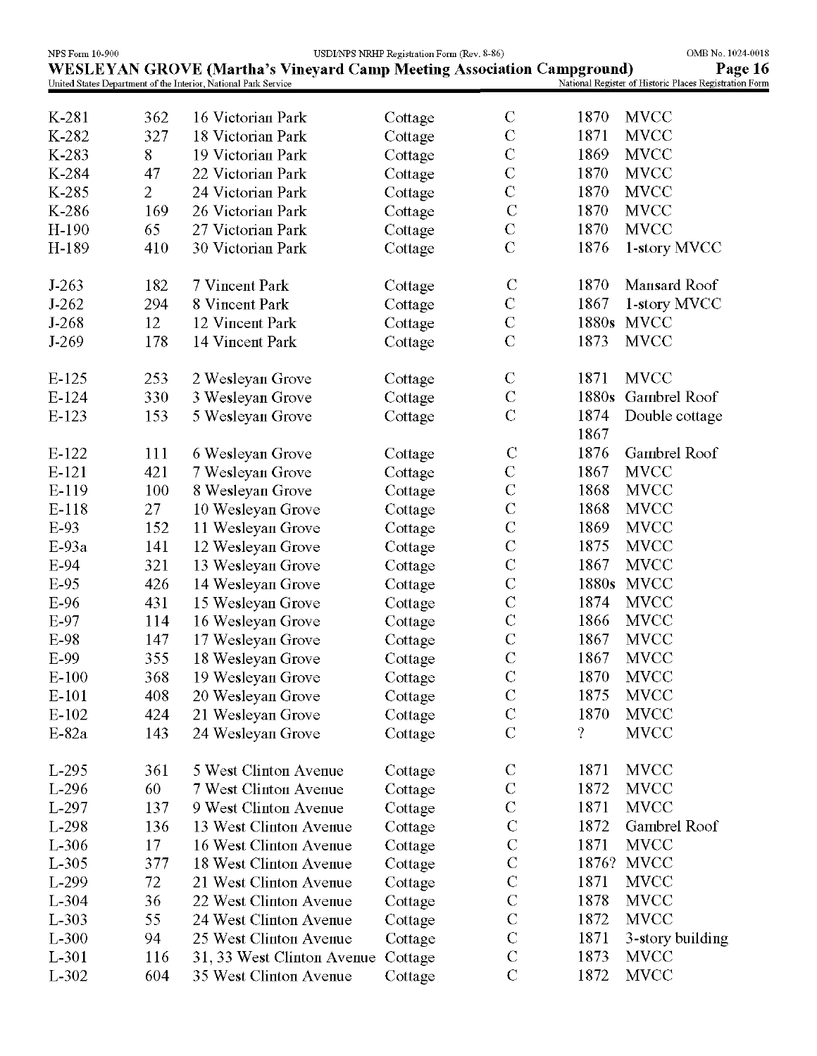| | | | | | | |
|---|---|---|---|---|---|---|
| K-281 | 362 | 16 Victorian Park | Cottage | C | 1870 | MVCC |
| K-282 | 327 | 18 Victorian Park | Cottage | C | 1871 | MVCC |
| K-283 | 8 | 19 Victorian Park | Cottage | C | 1869 | MVCC |
| K-284 | 47 | 22 Victorian Park | Cottage | C | 1870 | MVCC |
| K-285 | 2 | 24 Victorian Park | Cottage | C | 1870 | MVCC |
| K-286 | 169 | 26 Victorian Park | Cottage | C | 1870 | MVCC |
| H-190 | 65 | 27 Victorian Park | Cottage | C | 1870 | MVCC |
| H-189 | 410 | 30 Victorian Park | Cottage | C | 1876 | 1-story MVCC |
| | | | | | | |
| J-263 | 182 | 7 Vincent Park | Cottage | C | 1870 | Mansard Roof |
| J-262 | 294 | 8 Vincent Park | Cottage | C | 1867 | 1-story MVCC |
| J-268 | 12 | 12 Vincent Park | Cottage | C | 1880s | MVCC |
| J-269 | 178 | 14 Vincent Park | Cottage | C | 1873 | MVCC |
| | | | | | | |
| E-125 | 253 | 2 Wesleyan Grove | Cottage | C | 1871 | MVCC |
| E-124 | 330 | 3 Wesleyan Grove | Cottage | C | 1880s | Gambrel Roof |
| E-123 | 153 | 5 Wesleyan Grove | Cottage | C | 1874 1867 | Double cottage |
| E-122 | 111 | 6 Wesleyan Grove | Cottage | C | 1876 | Gambrel Roof |
| E-121 | 421 | 7 Wesleyan Grove | Cottage | C | 1867 | MVCC |
| E-119 | 100 | 8 Wesleyan Grove | Cottage | C | 1868 | MVCC |
| E-118 | 27 | 10 Wesleyan Grove | Cottage | C | 1868 | MVCC |
| E-93 | 152 | 11 Wesleyan Grove | Cottage | C | 1869 | MVCC |
| E-93a | 141 | 12 Wesleyan Grove | Cottage | C | 1875 | MVCC |
| E-94 | 321 | 13 Wesleyan Grove | Cottage | C | 1867 | MVCC |
| E-95 | 426 | 14 Wesleyan Grove | Cottage | C | 1880s | MVCC |
| E-96 | 431 | 15 Wesleyan Grove | Cottage | C | 1874 | MVCC |
| E-97 | 114 | 16 Wesleyan Grove | Cottage | C | 1866 | MVCC |
| E-98 | 147 | 17 Wesleyan Grove | Cottage | C | 1867 | MVCC |
| E-99 | 355 | 18 Wesleyan Grove | Cottage | C | 1867 | MVCC |
| E-100 | 368 | 19 Wesleyan Grove | Cottage | C | 1870 | MVCC |
| E-101 | 408 | 20 Wesleyan Grove | Cottage | C | 1875 | MVCC |
| E-102 | 424 | 21 Wesleyan Grove | Cottage | C | 1870 | MVCC |
| E-82a | 143 | 24 Wesleyan Grove | Cottage | C | ? | MVCC |
| | | | | | | |
| L-295 | 361 | 5 West Clinton Avenue | Cottage | C | 1871 | MVCC |
| L-296 | 60 | 7 West Clinton Avenue | Cottage | C | 1872 | MVCC |
| L-297 | 137 | 9 West Clinton Avenue | Cottage | C | 1871 | MVCC |
| L-298 | 136 | 13 West Clinton Avenue | Cottage | C | 1872 | Gambrel Roof |
| L-306 | 17 | 16 West Clinton Avenue | Cottage | C | 1871 | MVCC |
| L-305 | 377 | 18 West Clinton Avenue | Cottage | C | 1876? | MVCC |
| L-299 | 72 | 21 West Clinton Avenue | Cottage | C | 1871 | MVCC |
| L-304 | 36 | 22 West Clinton Avenue | Cottage | C | 1878 | MVCC |
| L-303 | 55 | 24 West Clinton Avenue | Cottage | C | 1872 | MVCC |
| L-300 | 94 | 25 West Clinton Avenue | Cottage | C | 1871 | 3-story building |
| L-301 | 116 | 31, 33 West Clinton Avenue | Cottage | C | 1873 | MVCC |
| L-302 | 604 | 35 West Clinton Avenue | Cottage | C | 1872 | MVCC |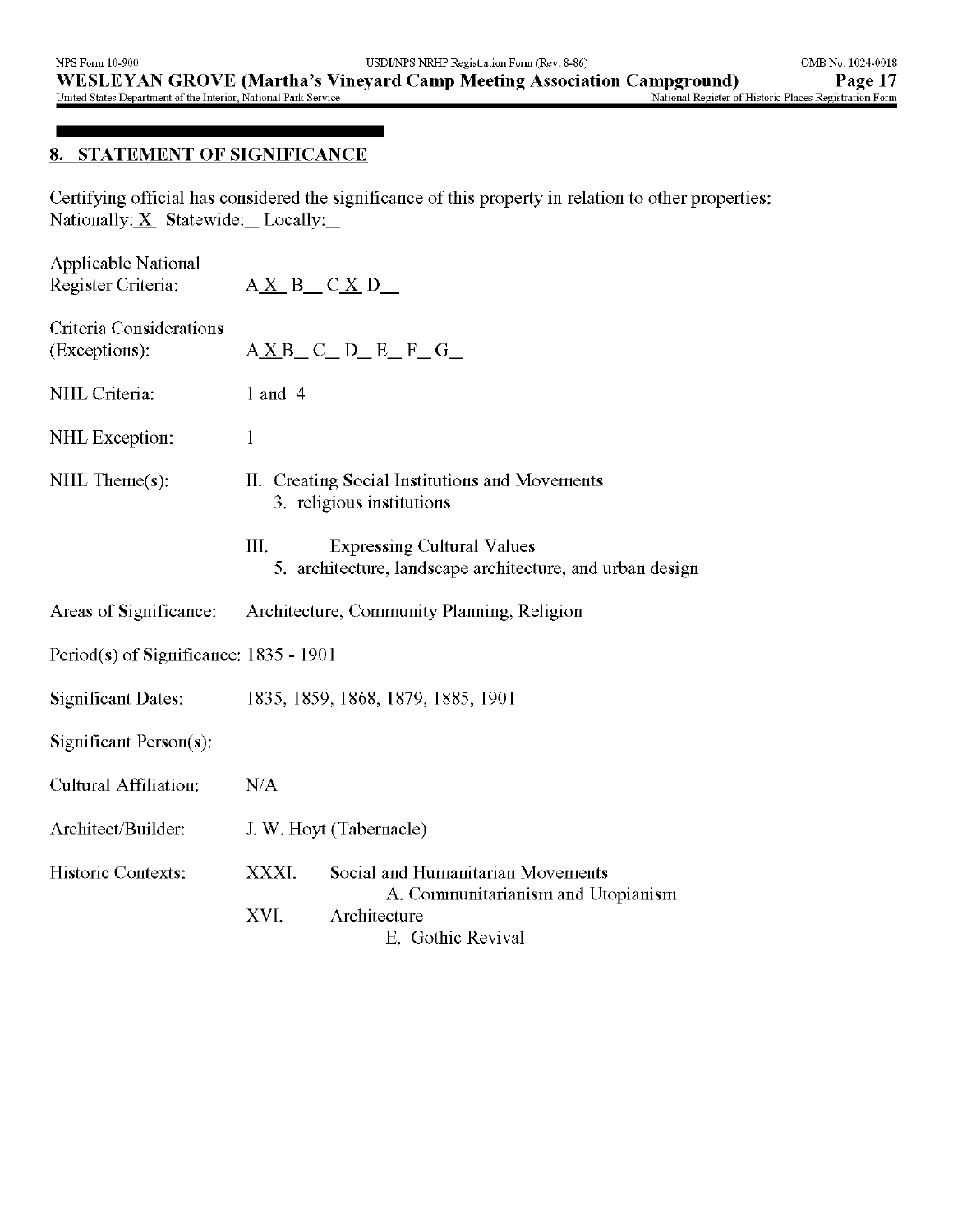## 8. STATEMENT OF SIGNIFICANCE

Certifying official has considered the significance of this property in relation to other properties:
Nationally: X  Statewide: __ Locally: __

Applicable National Register Criteria: A X  B __ C X  D __

Criteria Considerations (Exceptions): A X B __ C __ D __ E __ F __ G __

NHL Criteria: 1 and 4

NHL Exception: 1

NHL Theme(s): II. Creating Social Institutions and Movements
    3. religious institutions

  III. Expressing Cultural Values
    5. architecture, landscape architecture, and urban design

Areas of Significance: Architecture, Community Planning, Religion

Period(s) of Significance: 1835 - 1901

Significant Dates: 1835, 1859, 1868, 1879, 1885, 1901

Significant Person(s):

Cultural Affiliation: N/A

Architect/Builder: J. W. Hoyt (Tabernacle)

Historic Contexts: XXXI. Social and Humanitarian Movements
    A. Communitarianism and Utopianism

  XVI. Architecture
    E. Gothic Revival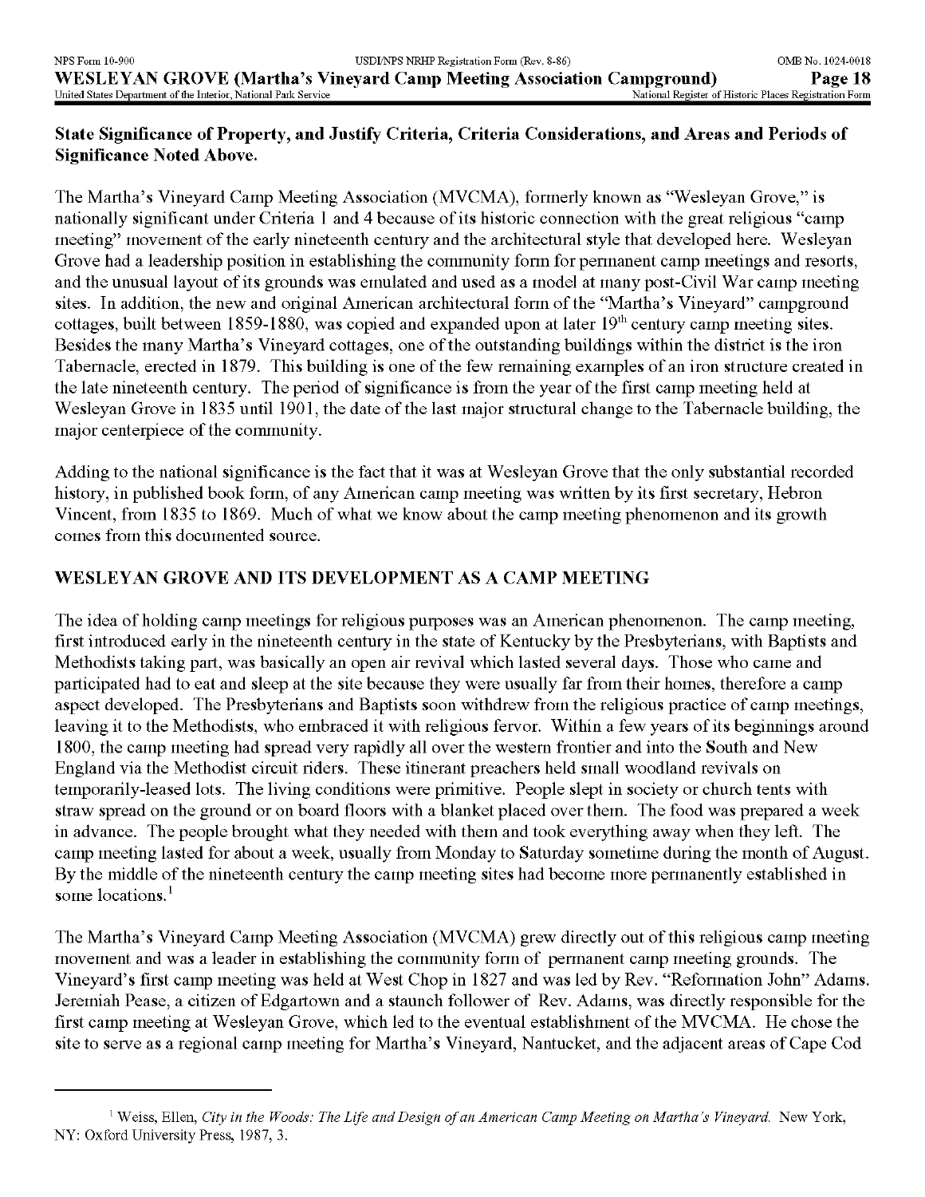**State Significance of Property, and Justify Criteria, Criteria Considerations, and Areas and Periods of Significance Noted Above.**

The Martha's Vineyard Camp Meeting Association (MVCMA), formerly known as "Wesleyan Grove," is nationally significant under Criteria 1 and 4 because of its historic connection with the great religious "camp meeting" movement of the early nineteenth century and the architectural style that developed here. Wesleyan Grove had a leadership position in establishing the community form for permanent camp meetings and resorts, and the unusual layout of its grounds was emulated and used as a model at many post-Civil War camp meeting sites. In addition, the new and original American architectural form of the "Martha's Vineyard" campground cottages, built between 1859-1880, was copied and expanded upon at later 19th century camp meeting sites. Besides the many Martha's Vineyard cottages, one of the outstanding buildings within the district is the iron Tabernacle, erected in 1879. This building is one of the few remaining examples of an iron structure created in the late nineteenth century. The period of significance is from the year of the first camp meeting held at Wesleyan Grove in 1835 until 1901, the date of the last major structural change to the Tabernacle building, the major centerpiece of the community.

Adding to the national significance is the fact that it was at Wesleyan Grove that the only substantial recorded history, in published book form, of any American camp meeting was written by its first secretary, Hebron Vincent, from 1835 to 1869. Much of what we know about the camp meeting phenomenon and its growth comes from this documented source.

## WESLEYAN GROVE AND ITS DEVELOPMENT AS A CAMP MEETING

The idea of holding camp meetings for religious purposes was an American phenomenon. The camp meeting, first introduced early in the nineteenth century in the state of Kentucky by the Presbyterians, with Baptists and Methodists taking part, was basically an open air revival which lasted several days. Those who came and participated had to eat and sleep at the site because they were usually far from their homes, therefore a camp aspect developed. The Presbyterians and Baptists soon withdrew from the religious practice of camp meetings, leaving it to the Methodists, who embraced it with religious fervor. Within a few years of its beginnings around 1800, the camp meeting had spread very rapidly all over the western frontier and into the South and New England via the Methodist circuit riders. These itinerant preachers held small woodland revivals on temporarily-leased lots. The living conditions were primitive. People slept in society or church tents with straw spread on the ground or on board floors with a blanket placed over them. The food was prepared a week in advance. The people brought what they needed with them and took everything away when they left. The camp meeting lasted for about a week, usually from Monday to Saturday sometime during the month of August. By the middle of the nineteenth century the camp meeting sites had become more permanently established in some locations.[1]

The Martha's Vineyard Camp Meeting Association (MVCMA) grew directly out of this religious camp meeting movement and was a leader in establishing the community form of permanent camp meeting grounds. The Vineyard's first camp meeting was held at West Chop in 1827 and was led by Rev. "Reformation John" Adams. Jeremiah Pease, a citizen of Edgartown and a staunch follower of Rev. Adams, was directly responsible for the first camp meeting at Wesleyan Grove, which led to the eventual establishment of the MVCMA. He chose the site to serve as a regional camp meeting for Martha's Vineyard, Nantucket, and the adjacent areas of Cape Cod

[1] Weiss, Ellen, *City in the Woods: The Life and Design of an American Camp Meeting on Martha's Vineyard.* New York, NY: Oxford University Press, 1987, 3.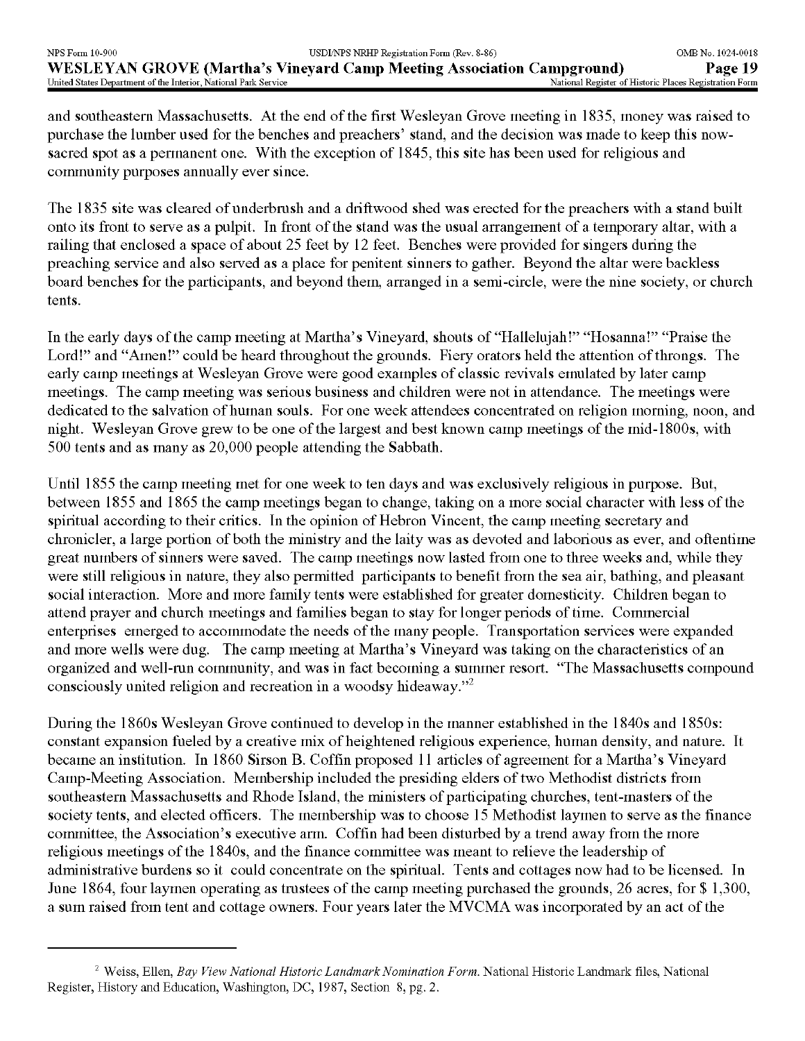and southeastern Massachusetts. At the end of the first Wesleyan Grove meeting in 1835, money was raised to purchase the lumber used for the benches and preachers' stand, and the decision was made to keep this now-sacred spot as a permanent one. With the exception of 1845, this site has been used for religious and community purposes annually ever since.

The 1835 site was cleared of underbrush and a driftwood shed was erected for the preachers with a stand built onto its front to serve as a pulpit. In front of the stand was the usual arrangement of a temporary altar, with a railing that enclosed a space of about 25 feet by 12 feet. Benches were provided for singers during the preaching service and also served as a place for penitent sinners to gather. Beyond the altar were backless board benches for the participants, and beyond them, arranged in a semi-circle, were the nine society, or church tents.

In the early days of the camp meeting at Martha's Vineyard, shouts of "Hallelujah!" "Hosanna!" "Praise the Lord!" and "Amen!" could be heard throughout the grounds. Fiery orators held the attention of throngs. The early camp meetings at Wesleyan Grove were good examples of classic revivals emulated by later camp meetings. The camp meeting was serious business and children were not in attendance. The meetings were dedicated to the salvation of human souls. For one week attendees concentrated on religion morning, noon, and night. Wesleyan Grove grew to be one of the largest and best known camp meetings of the mid-1800s, with 500 tents and as many as 20,000 people attending the Sabbath.

Until 1855 the camp meeting met for one week to ten days and was exclusively religious in purpose. But, between 1855 and 1865 the camp meetings began to change, taking on a more social character with less of the spiritual according to their critics. In the opinion of Hebron Vincent, the camp meeting secretary and chronicler, a large portion of both the ministry and the laity was as devoted and laborious as ever, and oftentime great numbers of sinners were saved. The camp meetings now lasted from one to three weeks and, while they were still religious in nature, they also permitted participants to benefit from the sea air, bathing, and pleasant social interaction. More and more family tents were established for greater domesticity. Children began to attend prayer and church meetings and families began to stay for longer periods of time. Commercial enterprises emerged to accommodate the needs of the many people. Transportation services were expanded and more wells were dug. The camp meeting at Martha's Vineyard was taking on the characteristics of an organized and well-run community, and was in fact becoming a summer resort. "The Massachusetts compound consciously united religion and recreation in a woodsy hideaway."[2]

During the 1860s Wesleyan Grove continued to develop in the manner established in the 1840s and 1850s: constant expansion fueled by a creative mix of heightened religious experience, human density, and nature. It became an institution. In 1860 Sirson B. Coffin proposed 11 articles of agreement for a Martha's Vineyard Camp-Meeting Association. Membership included the presiding elders of two Methodist districts from southeastern Massachusetts and Rhode Island, the ministers of participating churches, tent-masters of the society tents, and elected officers. The membership was to choose 15 Methodist laymen to serve as the finance committee, the Association's executive arm. Coffin had been disturbed by a trend away from the more religious meetings of the 1840s, and the finance committee was meant to relieve the leadership of administrative burdens so it could concentrate on the spiritual. Tents and cottages now had to be licensed. In June 1864, four laymen operating as trustees of the camp meeting purchased the grounds, 26 acres, for $ 1,300, a sum raised from tent and cottage owners. Four years later the MVCMA was incorporated by an act of the

---

[2] Weiss, Ellen, *Bay View National Historic Landmark Nomination Form*. National Historic Landmark files, National Register, History and Education, Washington, DC, 1987, Section 8, pg. 2.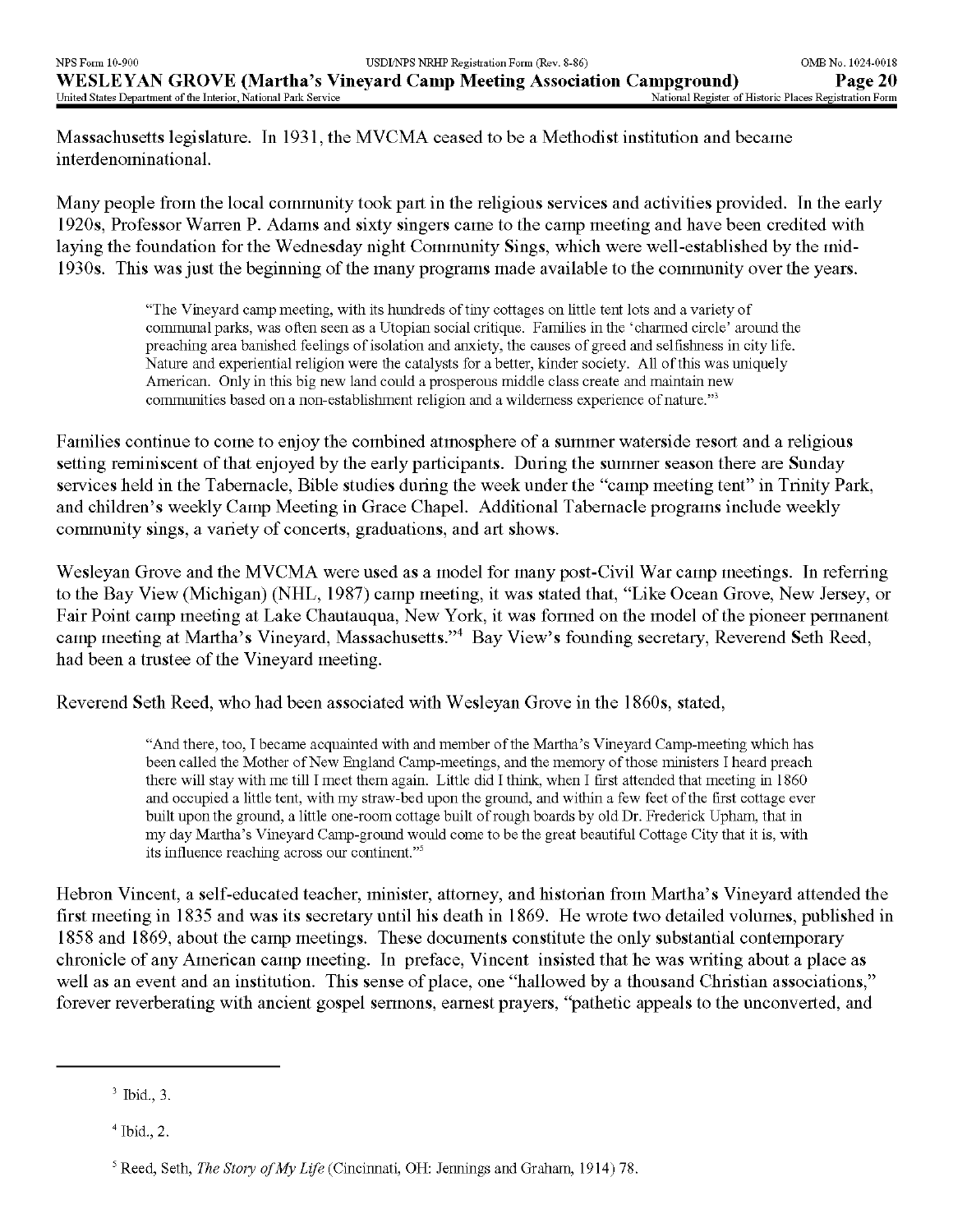Massachusetts legislature. In 1931, the MVCMA ceased to be a Methodist institution and became interdenominational.

Many people from the local community took part in the religious services and activities provided. In the early 1920s, Professor Warren P. Adams and sixty singers came to the camp meeting and have been credited with laying the foundation for the Wednesday night Community Sings, which were well-established by the mid-1930s. This was just the beginning of the many programs made available to the community over the years.

> "The Vineyard camp meeting, with its hundreds of tiny cottages on little tent lots and a variety of communal parks, was often seen as a Utopian social critique. Families in the 'charmed circle' around the preaching area banished feelings of isolation and anxiety, the causes of greed and selfishness in city life. Nature and experiential religion were the catalysts for a better, kinder society. All of this was uniquely American. Only in this big new land could a prosperous middle class create and maintain new communities based on a non-establishment religion and a wilderness experience of nature."[3]

Families continue to come to enjoy the combined atmosphere of a summer waterside resort and a religious setting reminiscent of that enjoyed by the early participants. During the summer season there are Sunday services held in the Tabernacle, Bible studies during the week under the "camp meeting tent" in Trinity Park, and children's weekly Camp Meeting in Grace Chapel. Additional Tabernacle programs include weekly community sings, a variety of concerts, graduations, and art shows.

Wesleyan Grove and the MVCMA were used as a model for many post-Civil War camp meetings. In referring to the Bay View (Michigan) (NHL, 1987) camp meeting, it was stated that, "Like Ocean Grove, New Jersey, or Fair Point camp meeting at Lake Chautauqua, New York, it was formed on the model of the pioneer permanent camp meeting at Martha's Vineyard, Massachusetts."[4] Bay View's founding secretary, Reverend Seth Reed, had been a trustee of the Vineyard meeting.

Reverend Seth Reed, who had been associated with Wesleyan Grove in the 1860s, stated,

> "And there, too, I became acquainted with and member of the Martha's Vineyard Camp-meeting which has been called the Mother of New England Camp-meetings, and the memory of those ministers I heard preach there will stay with me till I meet them again. Little did I think, when I first attended that meeting in 1860 and occupied a little tent, with my straw-bed upon the ground, and within a few feet of the first cottage ever built upon the ground, a little one-room cottage built of rough boards by old Dr. Frederick Upham, that in my day Martha's Vineyard Camp-ground would come to be the great beautiful Cottage City that it is, with its influence reaching across our continent."[5]

Hebron Vincent, a self-educated teacher, minister, attorney, and historian from Martha's Vineyard attended the first meeting in 1835 and was its secretary until his death in 1869. He wrote two detailed volumes, published in 1858 and 1869, about the camp meetings. These documents constitute the only substantial contemporary chronicle of any American camp meeting. In preface, Vincent insisted that he was writing about a place as well as an event and an institution. This sense of place, one "hallowed by a thousand Christian associations," forever reverberating with ancient gospel sermons, earnest prayers, "pathetic appeals to the unconverted, and

---

[3] Ibid., 3.

[4] Ibid., 2.

[5] Reed, Seth, *The Story of My Life* (Cincinnati, OH: Jennings and Graham, 1914) 78.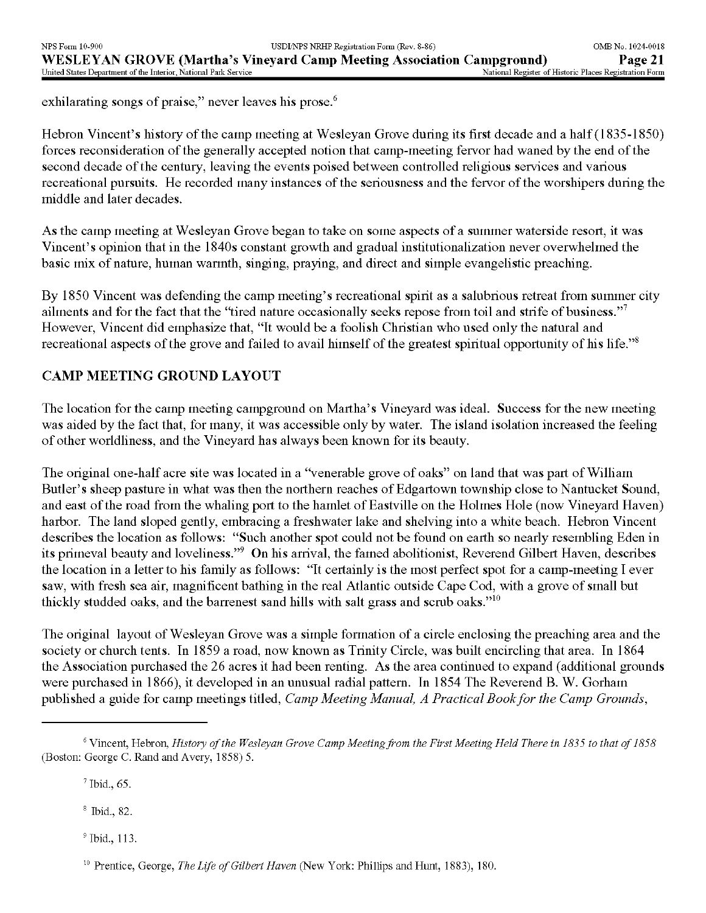exhilarating songs of praise," never leaves his prose.[6]

Hebron Vincent's history of the camp meeting at Wesleyan Grove during its first decade and a half (1835-1850) forces reconsideration of the generally accepted notion that camp-meeting fervor had waned by the end of the second decade of the century, leaving the events poised between controlled religious services and various recreational pursuits. He recorded many instances of the seriousness and the fervor of the worshipers during the middle and later decades.

As the camp meeting at Wesleyan Grove began to take on some aspects of a summer waterside resort, it was Vincent's opinion that in the 1840s constant growth and gradual institutionalization never overwhelmed the basic mix of nature, human warmth, singing, praying, and direct and simple evangelistic preaching.

By 1850 Vincent was defending the camp meeting's recreational spirit as a salubrious retreat from summer city ailments and for the fact that the "tired nature occasionally seeks repose from toil and strife of business."[7] However, Vincent did emphasize that, "It would be a foolish Christian who used only the natural and recreational aspects of the grove and failed to avail himself of the greatest spiritual opportunity of his life."[8]

## CAMP MEETING GROUND LAYOUT

The location for the camp meeting campground on Martha's Vineyard was ideal. Success for the new meeting was aided by the fact that, for many, it was accessible only by water. The island isolation increased the feeling of other worldliness, and the Vineyard has always been known for its beauty.

The original one-half acre site was located in a "venerable grove of oaks" on land that was part of William Butler's sheep pasture in what was then the northern reaches of Edgartown township close to Nantucket Sound, and east of the road from the whaling port to the hamlet of Eastville on the Holmes Hole (now Vineyard Haven) harbor. The land sloped gently, embracing a freshwater lake and shelving into a white beach. Hebron Vincent describes the location as follows: "Such another spot could not be found on earth so nearly resembling Eden in its primeval beauty and loveliness."[9] On his arrival, the famed abolitionist, Reverend Gilbert Haven, describes the location in a letter to his family as follows: "It certainly is the most perfect spot for a camp-meeting I ever saw, with fresh sea air, magnificent bathing in the real Atlantic outside Cape Cod, with a grove of small but thickly studded oaks, and the barrenest sand hills with salt grass and scrub oaks."[10]

The original layout of Wesleyan Grove was a simple formation of a circle enclosing the preaching area and the society or church tents. In 1859 a road, now known as Trinity Circle, was built encircling that area. In 1864 the Association purchased the 26 acres it had been renting. As the area continued to expand (additional grounds were purchased in 1866), it developed in an unusual radial pattern. In 1854 The Reverend B. W. Gorham published a guide for camp meetings titled, *Camp Meeting Manual, A Practical Book for the Camp Grounds*,

---

[6] Vincent, Hebron, *History of the Wesleyan Grove Camp Meeting from the First Meeting Held There in 1835 to that of 1858* (Boston: George C. Rand and Avery, 1858) 5.

[7] Ibid., 65.

[8] Ibid., 82.

[9] Ibid., 113.

[10] Prentice, George, *The Life of Gilbert Haven* (New York: Phillips and Hunt, 1883), 180.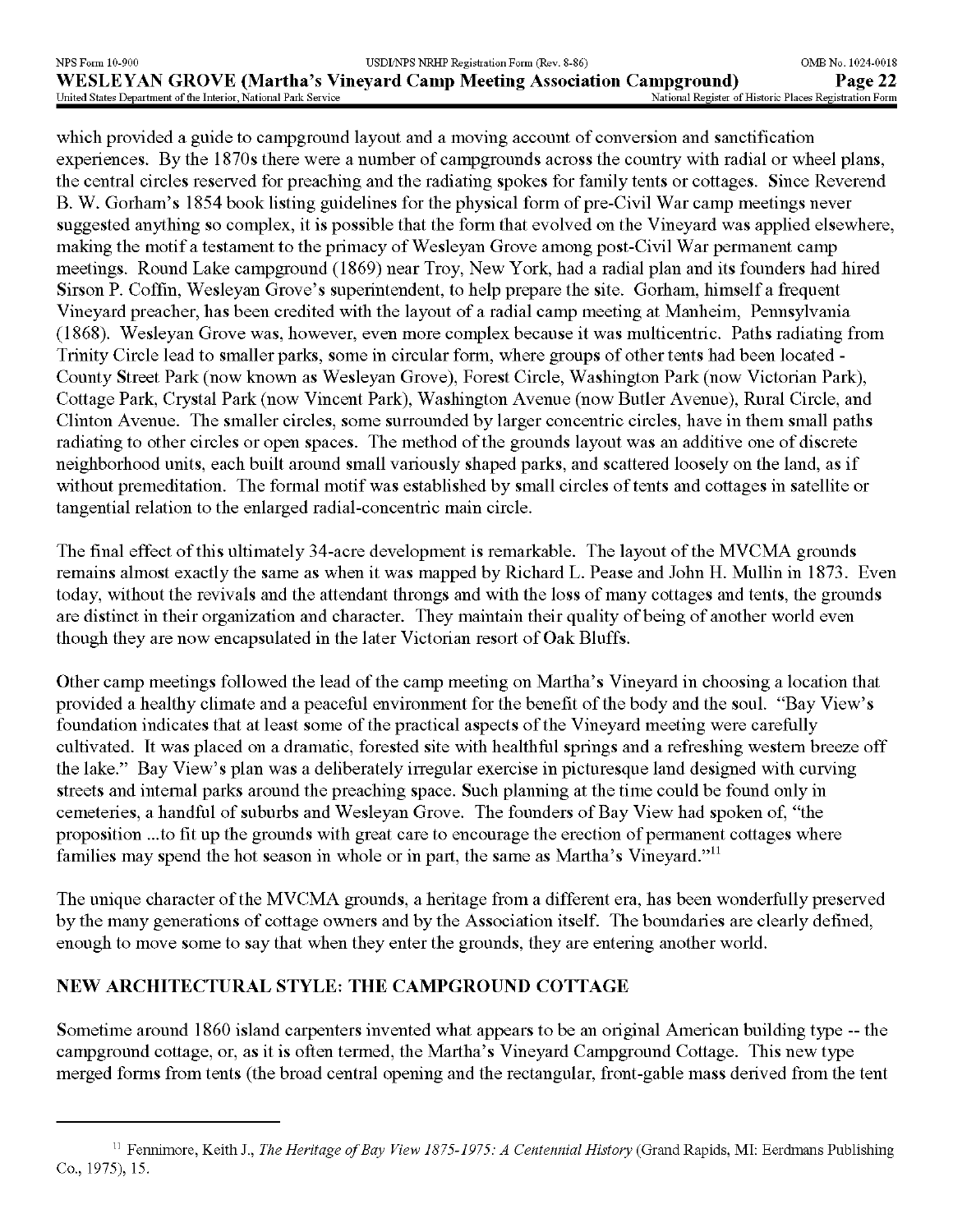which provided a guide to campground layout and a moving account of conversion and sanctification experiences. By the 1870s there were a number of campgrounds across the country with radial or wheel plans, the central circles reserved for preaching and the radiating spokes for family tents or cottages. Since Reverend B. W. Gorham's 1854 book listing guidelines for the physical form of pre-Civil War camp meetings never suggested anything so complex, it is possible that the form that evolved on the Vineyard was applied elsewhere, making the motif a testament to the primacy of Wesleyan Grove among post-Civil War permanent camp meetings. Round Lake campground (1869) near Troy, New York, had a radial plan and its founders had hired Sirson P. Coffin, Wesleyan Grove's superintendent, to help prepare the site. Gorham, himself a frequent Vineyard preacher, has been credited with the layout of a radial camp meeting at Manheim, Pennsylvania (1868). Wesleyan Grove was, however, even more complex because it was multicentric. Paths radiating from Trinity Circle lead to smaller parks, some in circular form, where groups of other tents had been located - County Street Park (now known as Wesleyan Grove), Forest Circle, Washington Park (now Victorian Park), Cottage Park, Crystal Park (now Vincent Park), Washington Avenue (now Butler Avenue), Rural Circle, and Clinton Avenue. The smaller circles, some surrounded by larger concentric circles, have in them small paths radiating to other circles or open spaces. The method of the grounds layout was an additive one of discrete neighborhood units, each built around small variously shaped parks, and scattered loosely on the land, as if without premeditation. The formal motif was established by small circles of tents and cottages in satellite or tangential relation to the enlarged radial-concentric main circle.

The final effect of this ultimately 34-acre development is remarkable. The layout of the MVCMA grounds remains almost exactly the same as when it was mapped by Richard L. Pease and John H. Mullin in 1873. Even today, without the revivals and the attendant throngs and with the loss of many cottages and tents, the grounds are distinct in their organization and character. They maintain their quality of being of another world even though they are now encapsulated in the later Victorian resort of Oak Bluffs.

Other camp meetings followed the lead of the camp meeting on Martha's Vineyard in choosing a location that provided a healthy climate and a peaceful environment for the benefit of the body and the soul. "Bay View's foundation indicates that at least some of the practical aspects of the Vineyard meeting were carefully cultivated. It was placed on a dramatic, forested site with healthful springs and a refreshing western breeze off the lake." Bay View's plan was a deliberately irregular exercise in picturesque land designed with curving streets and internal parks around the preaching space. Such planning at the time could be found only in cemeteries, a handful of suburbs and Wesleyan Grove. The founders of Bay View had spoken of, "the proposition ...to fit up the grounds with great care to encourage the erection of permanent cottages where families may spend the hot season in whole or in part, the same as Martha's Vineyard."[11]

The unique character of the MVCMA grounds, a heritage from a different era, has been wonderfully preserved by the many generations of cottage owners and by the Association itself. The boundaries are clearly defined, enough to move some to say that when they enter the grounds, they are entering another world.

## NEW ARCHITECTURAL STYLE: THE CAMPGROUND COTTAGE

Sometime around 1860 island carpenters invented what appears to be an original American building type -- the campground cottage, or, as it is often termed, the Martha's Vineyard Campground Cottage. This new type merged forms from tents (the broad central opening and the rectangular, front-gable mass derived from the tent

---

[11] Fennimore, Keith J., *The Heritage of Bay View 1875-1975: A Centennial History* (Grand Rapids, MI: Eerdmans Publishing Co., 1975), 15.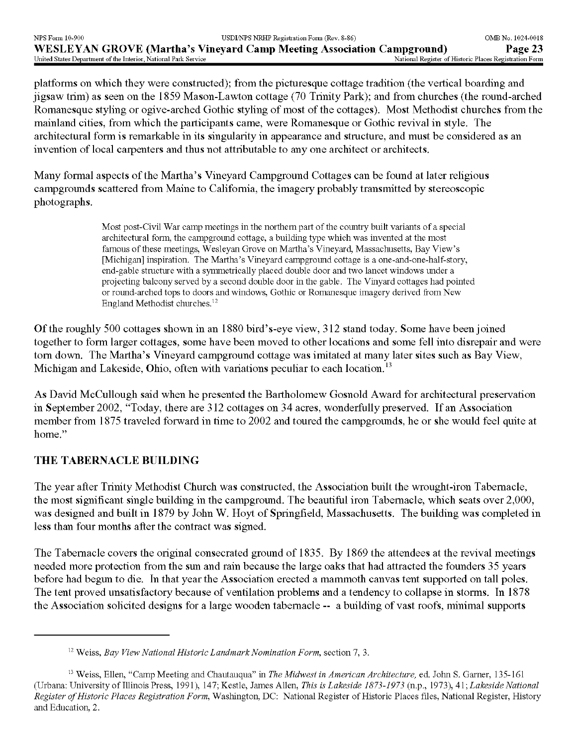platforms on which they were constructed); from the picturesque cottage tradition (the vertical boarding and jigsaw trim) as seen on the 1859 Mason-Lawton cottage (70 Trinity Park); and from churches (the round-arched Romanesque styling or ogive-arched Gothic styling of most of the cottages). Most Methodist churches from the mainland cities, from which the participants came, were Romanesque or Gothic revival in style. The architectural form is remarkable in its singularity in appearance and structure, and must be considered as an invention of local carpenters and thus not attributable to any one architect or architects.

Many formal aspects of the Martha's Vineyard Campground Cottages can be found at later religious campgrounds scattered from Maine to California, the imagery probably transmitted by stereoscopic photographs.

> Most post-Civil War camp meetings in the northern part of the country built variants of a special architectural form, the campground cottage, a building type which was invented at the most famous of these meetings, Wesleyan Grove on Martha's Vineyard, Massachusetts, Bay View's [Michigan] inspiration. The Martha's Vineyard campground cottage is a one-and-one-half-story, end-gable structure with a symmetrically placed double door and two lancet windows under a projecting balcony served by a second double door in the gable. The Vinyard cottages had pointed or round-arched tops to doors and windows, Gothic or Romanesque imagery derived from New England Methodist churches.[12]

Of the roughly 500 cottages shown in an 1880 bird's-eye view, 312 stand today. Some have been joined together to form larger cottages, some have been moved to other locations and some fell into disrepair and were torn down. The Martha's Vineyard campground cottage was imitated at many later sites such as Bay View, Michigan and Lakeside, Ohio, often with variations peculiar to each location.[13]

As David McCullough said when he presented the Bartholomew Gosnold Award for architectural preservation in September 2002, "Today, there are 312 cottages on 34 acres, wonderfully preserved. If an Association member from 1875 traveled forward in time to 2002 and toured the campgrounds, he or she would feel quite at home."

## THE TABERNACLE BUILDING

The year after Trinity Methodist Church was constructed, the Association built the wrought-iron Tabernacle, the most significant single building in the campground. The beautiful iron Tabernacle, which seats over 2,000, was designed and built in 1879 by John W. Hoyt of Springfield, Massachusetts. The building was completed in less than four months after the contract was signed.

The Tabernacle covers the original consecrated ground of 1835. By 1869 the attendees at the revival meetings needed more protection from the sun and rain because the large oaks that had attracted the founders 35 years before had begun to die. In that year the Association erected a mammoth canvas tent supported on tall poles. The tent proved unsatisfactory because of ventilation problems and a tendency to collapse in storms. In 1878 the Association solicited designs for a large wooden tabernacle -- a building of vast roofs, minimal supports

---

[12] Weiss, *Bay View National Historic Landmark Nomination Form*, section 7, 3.

[13] Weiss, Ellen, "Camp Meeting and Chautauqua" in *The Midwest in American Architecture,* ed. John S. Garner, 135-161 (Urbana: University of Illinois Press, 1991), 147; Kestle, James Allen, *This is Lakeside 1873-1973* (n.p., 1973), 41; *Lakeside National Register of Historic Places Registration Form*, Washington, DC: National Register of Historic Places files, National Register, History and Education, 2.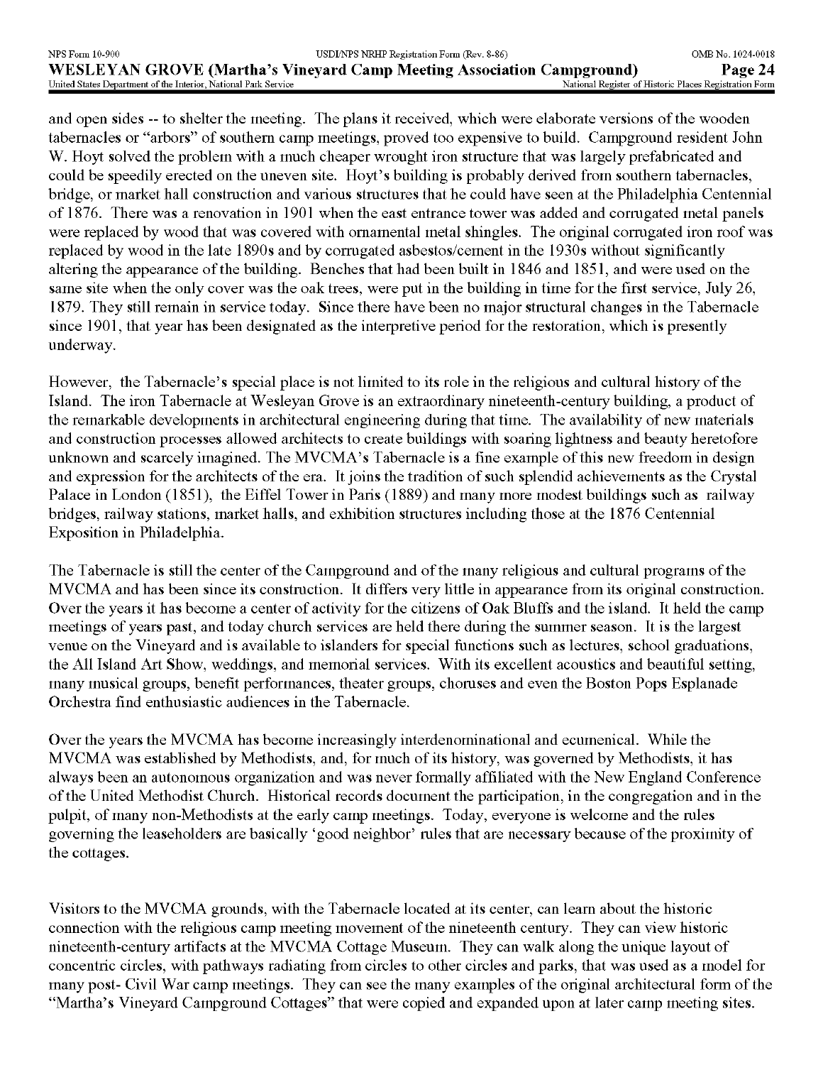and open sides -- to shelter the meeting. The plans it received, which were elaborate versions of the wooden tabernacles or "arbors" of southern camp meetings, proved too expensive to build. Campground resident John W. Hoyt solved the problem with a much cheaper wrought iron structure that was largely prefabricated and could be speedily erected on the uneven site. Hoyt's building is probably derived from southern tabernacles, bridge, or market hall construction and various structures that he could have seen at the Philadelphia Centennial of 1876. There was a renovation in 1901 when the east entrance tower was added and corrugated metal panels were replaced by wood that was covered with ornamental metal shingles. The original corrugated iron roof was replaced by wood in the late 1890s and by corrugated asbestos/cement in the 1930s without significantly altering the appearance of the building. Benches that had been built in 1846 and 1851, and were used on the same site when the only cover was the oak trees, were put in the building in time for the first service, July 26, 1879. They still remain in service today. Since there have been no major structural changes in the Tabernacle since 1901, that year has been designated as the interpretive period for the restoration, which is presently underway.

However, the Tabernacle's special place is not limited to its role in the religious and cultural history of the Island. The iron Tabernacle at Wesleyan Grove is an extraordinary nineteenth-century building, a product of the remarkable developments in architectural engineering during that time. The availability of new materials and construction processes allowed architects to create buildings with soaring lightness and beauty heretofore unknown and scarcely imagined. The MVCMA's Tabernacle is a fine example of this new freedom in design and expression for the architects of the era. It joins the tradition of such splendid achievements as the Crystal Palace in London (1851), the Eiffel Tower in Paris (1889) and many more modest buildings such as railway bridges, railway stations, market halls, and exhibition structures including those at the 1876 Centennial Exposition in Philadelphia.

The Tabernacle is still the center of the Campground and of the many religious and cultural programs of the MVCMA and has been since its construction. It differs very little in appearance from its original construction. Over the years it has become a center of activity for the citizens of Oak Bluffs and the island. It held the camp meetings of years past, and today church services are held there during the summer season. It is the largest venue on the Vineyard and is available to islanders for special functions such as lectures, school graduations, the All Island Art Show, weddings, and memorial services. With its excellent acoustics and beautiful setting, many musical groups, benefit performances, theater groups, choruses and even the Boston Pops Esplanade Orchestra find enthusiastic audiences in the Tabernacle.

Over the years the MVCMA has become increasingly interdenominational and ecumenical. While the MVCMA was established by Methodists, and, for much of its history, was governed by Methodists, it has always been an autonomous organization and was never formally affiliated with the New England Conference of the United Methodist Church. Historical records document the participation, in the congregation and in the pulpit, of many non-Methodists at the early camp meetings. Today, everyone is welcome and the rules governing the leaseholders are basically 'good neighbor' rules that are necessary because of the proximity of the cottages.

Visitors to the MVCMA grounds, with the Tabernacle located at its center, can learn about the historic connection with the religious camp meeting movement of the nineteenth century. They can view historic nineteenth-century artifacts at the MVCMA Cottage Museum. They can walk along the unique layout of concentric circles, with pathways radiating from circles to other circles and parks, that was used as a model for many post- Civil War camp meetings. They can see the many examples of the original architectural form of the "Martha's Vineyard Campground Cottages" that were copied and expanded upon at later camp meeting sites.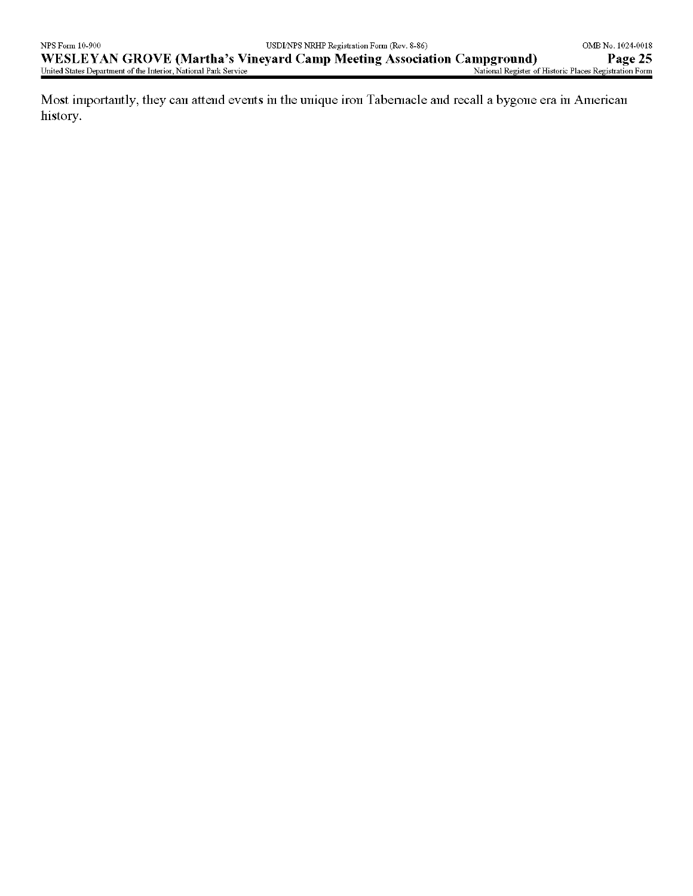Most importantly, they can attend events in the unique iron Tabernacle and recall a bygone era in American history.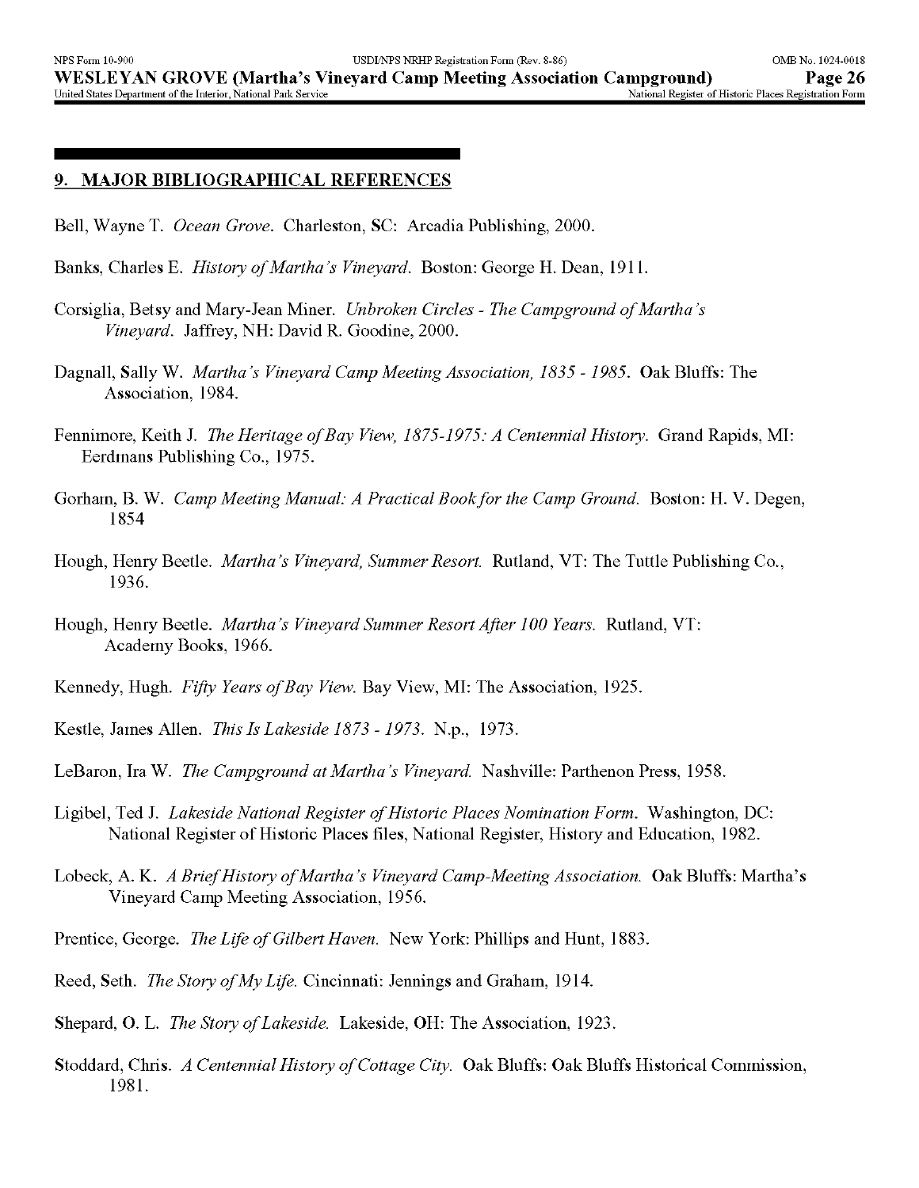## 9. MAJOR BIBLIOGRAPHICAL REFERENCES

Bell, Wayne T. *Ocean Grove*. Charleston, SC: Arcadia Publishing, 2000.

Banks, Charles E. *History of Martha's Vineyard*. Boston: George H. Dean, 1911.

Corsiglia, Betsy and Mary-Jean Miner. *Unbroken Circles - The Campground of Martha's Vineyard*. Jaffrey, NH: David R. Goodine, 2000.

Dagnall, Sally W. *Martha's Vineyard Camp Meeting Association, 1835 - 1985*. Oak Bluffs: The Association, 1984.

Fennimore, Keith J. *The Heritage of Bay View, 1875-1975: A Centennial History*. Grand Rapids, MI: Eerdmans Publishing Co., 1975.

Gorham, B. W. *Camp Meeting Manual: A Practical Book for the Camp Ground*. Boston: H. V. Degen, 1854

Hough, Henry Beetle. *Martha's Vineyard, Summer Resort*. Rutland, VT: The Tuttle Publishing Co., 1936.

Hough, Henry Beetle. *Martha's Vineyard Summer Resort After 100 Years*. Rutland, VT: Academy Books, 1966.

Kennedy, Hugh. *Fifty Years of Bay View*. Bay View, MI: The Association, 1925.

Kestle, James Allen. *This Is Lakeside 1873 - 1973*. N.p., 1973.

LeBaron, Ira W. *The Campground at Martha's Vineyard*. Nashville: Parthenon Press, 1958.

Ligibel, Ted J. *Lakeside National Register of Historic Places Nomination Form*. Washington, DC: National Register of Historic Places files, National Register, History and Education, 1982.

Lobeck, A. K. *A Brief History of Martha's Vineyard Camp-Meeting Association*. Oak Bluffs: Martha's Vineyard Camp Meeting Association, 1956.

Prentice, George. *The Life of Gilbert Haven*. New York: Phillips and Hunt, 1883.

Reed, Seth. *The Story of My Life*. Cincinnati: Jennings and Graham, 1914.

Shepard, O. L. *The Story of Lakeside*. Lakeside, OH: The Association, 1923.

Stoddard, Chris. *A Centennial History of Cottage City*. Oak Bluffs: Oak Bluffs Historical Commission, 1981.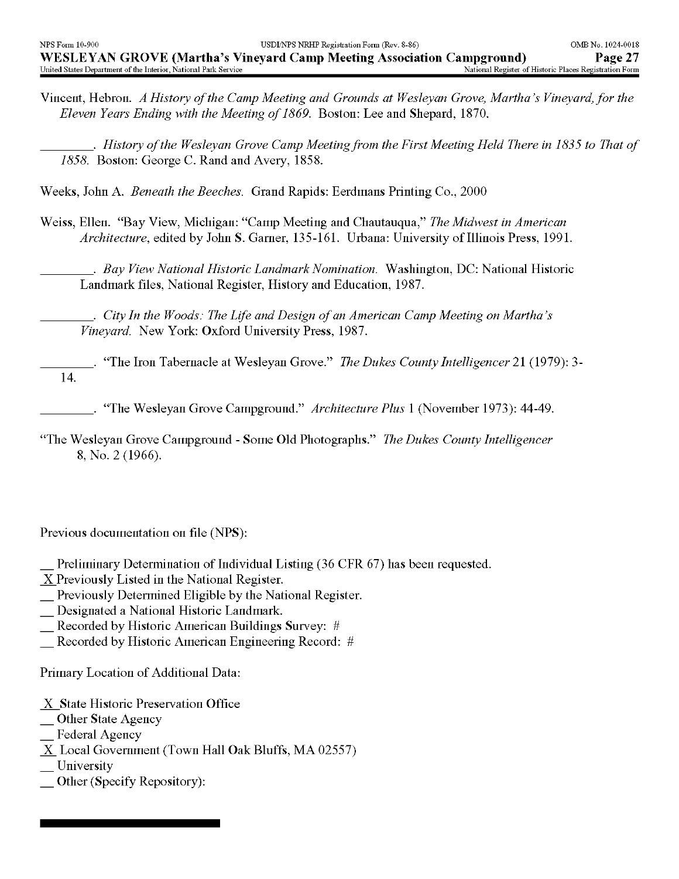Vincent, Hebron. *A History of the Camp Meeting and Grounds at Wesleyan Grove, Martha's Vineyard, for the Eleven Years Ending with the Meeting of 1869.* Boston: Lee and Shepard, 1870.

________. *History of the Wesleyan Grove Camp Meeting from the First Meeting Held There in 1835 to That of 1858.* Boston: George C. Rand and Avery, 1858.

Weeks, John A. *Beneath the Beeches.* Grand Rapids: Eerdmans Printing Co., 2000

Weiss, Ellen. "Bay View, Michigan: "Camp Meeting and Chautauqua," *The Midwest in American Architecture*, edited by John S. Garner, 135-161. Urbana: University of Illinois Press, 1991.

________. *Bay View National Historic Landmark Nomination.* Washington, DC: National Historic Landmark files, National Register, History and Education, 1987.

________. *City In the Woods: The Life and Design of an American Camp Meeting on Martha's Vineyard.* New York: Oxford University Press, 1987.

________. "The Iron Tabernacle at Wesleyan Grove." *The Dukes County Intelligencer* 21 (1979): 3-14.

________. "The Wesleyan Grove Campground." *Architecture Plus* 1 (November 1973): 44-49.

"The Wesleyan Grove Campground - Some Old Photographs." *The Dukes County Intelligencer* 8, No. 2 (1966).

Previous documentation on file (NPS):

__ Preliminary Determination of Individual Listing (36 CFR 67) has been requested.
_X_ Previously Listed in the National Register.
__ Previously Determined Eligible by the National Register.
__ Designated a National Historic Landmark.
__ Recorded by Historic American Buildings Survey: #
__ Recorded by Historic American Engineering Record: #

Primary Location of Additional Data:

_X_ State Historic Preservation Office
__ Other State Agency
__ Federal Agency
_X_ Local Government (Town Hall Oak Bluffs, MA 02557)
__ University
__ Other (Specify Repository):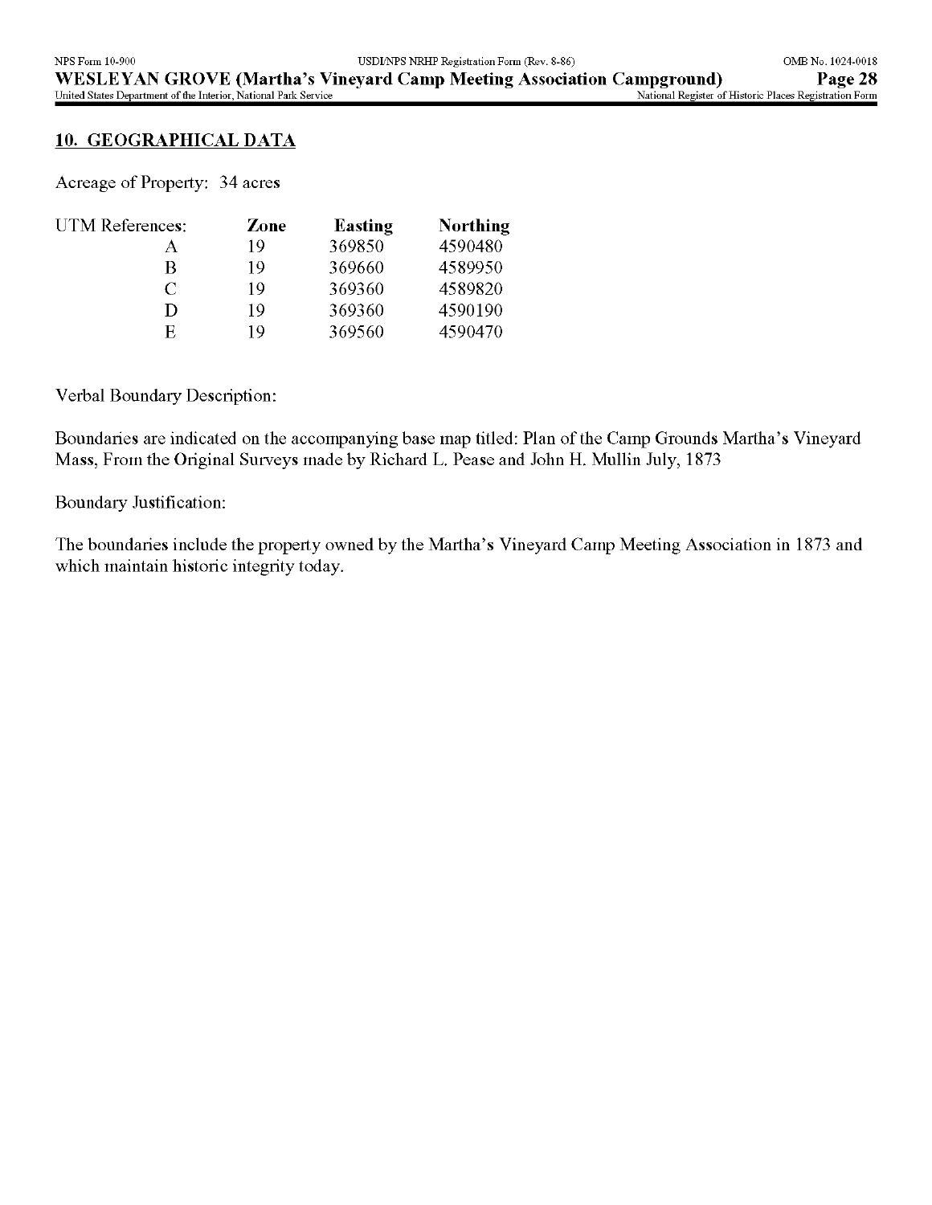## 10. GEOGRAPHICAL DATA

Acreage of Property: 34 acres

| UTM References: | Zone | Easting | Northing |
|---|---|---|---|
| A | 19 | 369850 | 4590480 |
| B | 19 | 369660 | 4589950 |
| C | 19 | 369360 | 4589820 |
| D | 19 | 369360 | 4590190 |
| E | 19 | 369560 | 4590470 |

Verbal Boundary Description:

Boundaries are indicated on the accompanying base map titled: Plan of the Camp Grounds Martha's Vineyard Mass, From the Original Surveys made by Richard L. Pease and John H. Mullin July, 1873

Boundary Justification:

The boundaries include the property owned by the Martha's Vineyard Camp Meeting Association in 1873 and which maintain historic integrity today.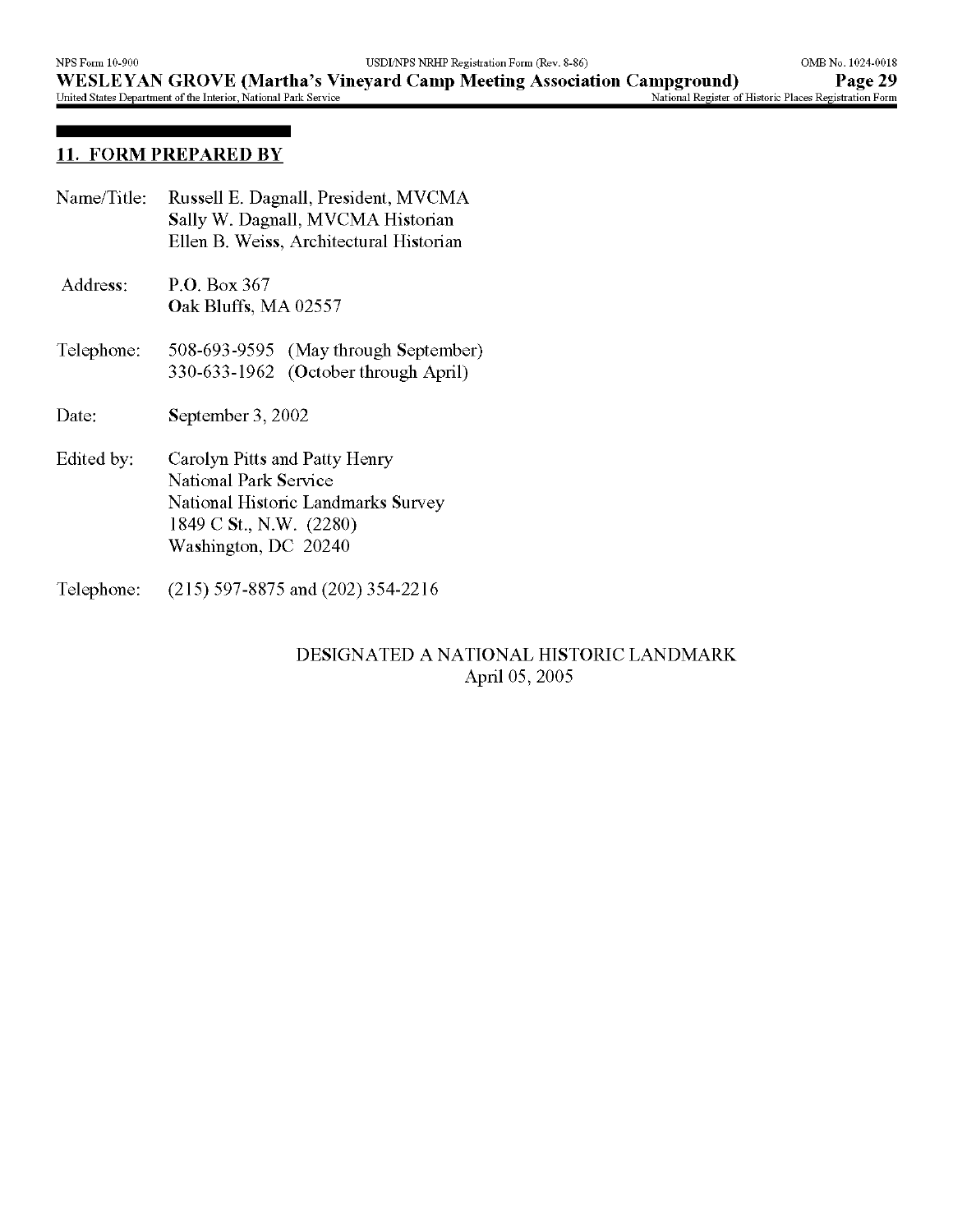## 11. FORM PREPARED BY

Name/Title: Russell E. Dagnall, President, MVCMA
Sally W. Dagnall, MVCMA Historian
Ellen B. Weiss, Architectural Historian

Address: P.O. Box 367
Oak Bluffs, MA 02557

Telephone: 508-693-9595 (May through September)
330-633-1962 (October through April)

Date: September 3, 2002

Edited by: Carolyn Pitts and Patty Henry
National Park Service
National Historic Landmarks Survey
1849 C St., N.W. (2280)
Washington, DC 20240

Telephone: (215) 597-8875 and (202) 354-2216

DESIGNATED A NATIONAL HISTORIC LANDMARK
April 05, 2005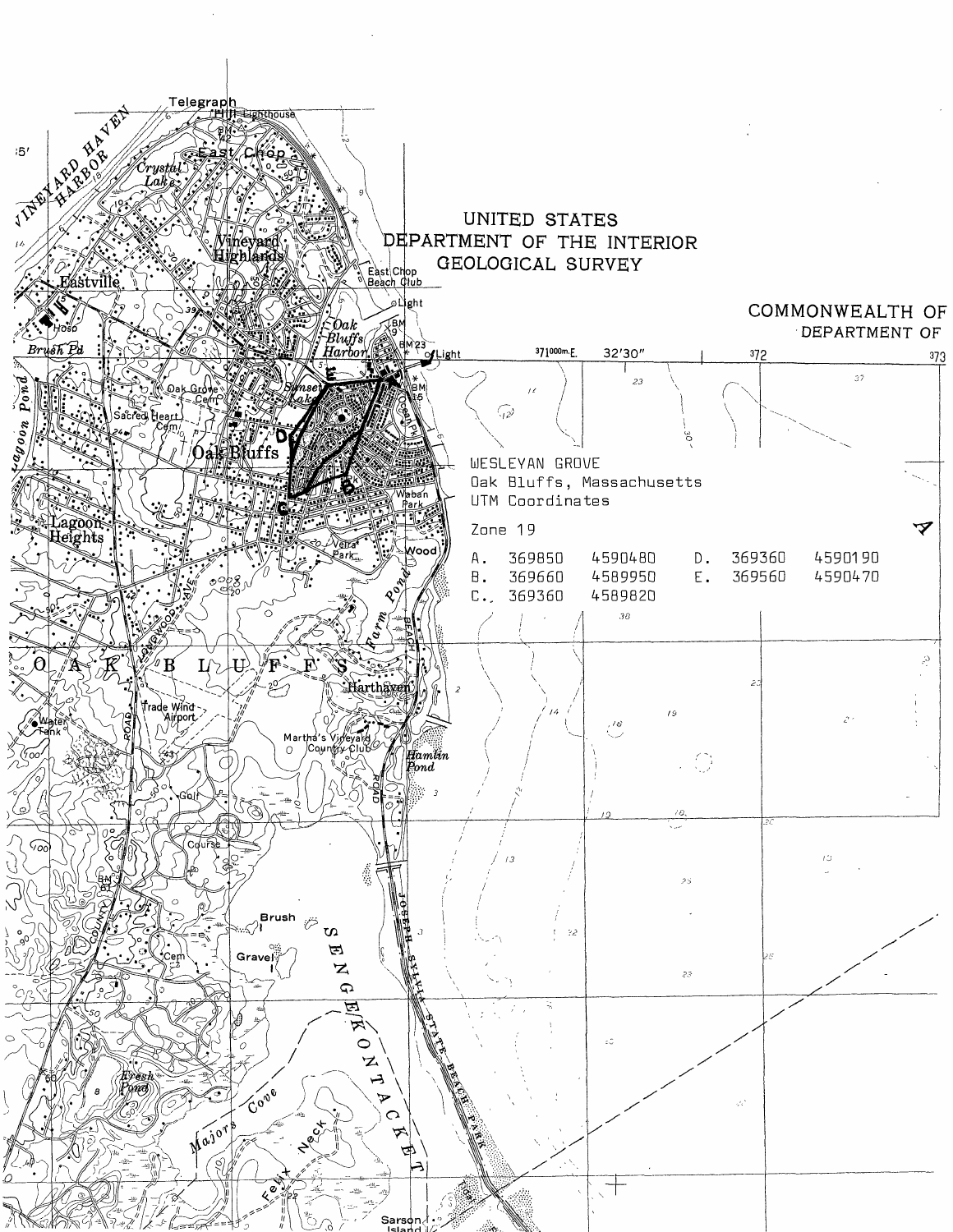UNITED STATES
DEPARTMENT OF THE INTERIOR
GEOLOGICAL SURVEY

COMMONWEALTH OF
DEPARTMENT OF

WESLEYAN GROVE
Oak Bluffs, Massachusetts
UTM Coordinates

Zone 19

| | | | | | |
|---|---|---|---|---|---|
| A. | 369850 | 4590480 | D. | 369360 | 4590190 |
| B. | 369660 | 4589950 | E. | 369560 | 4590470 |
| C. | 369360 | 4589820 | | | |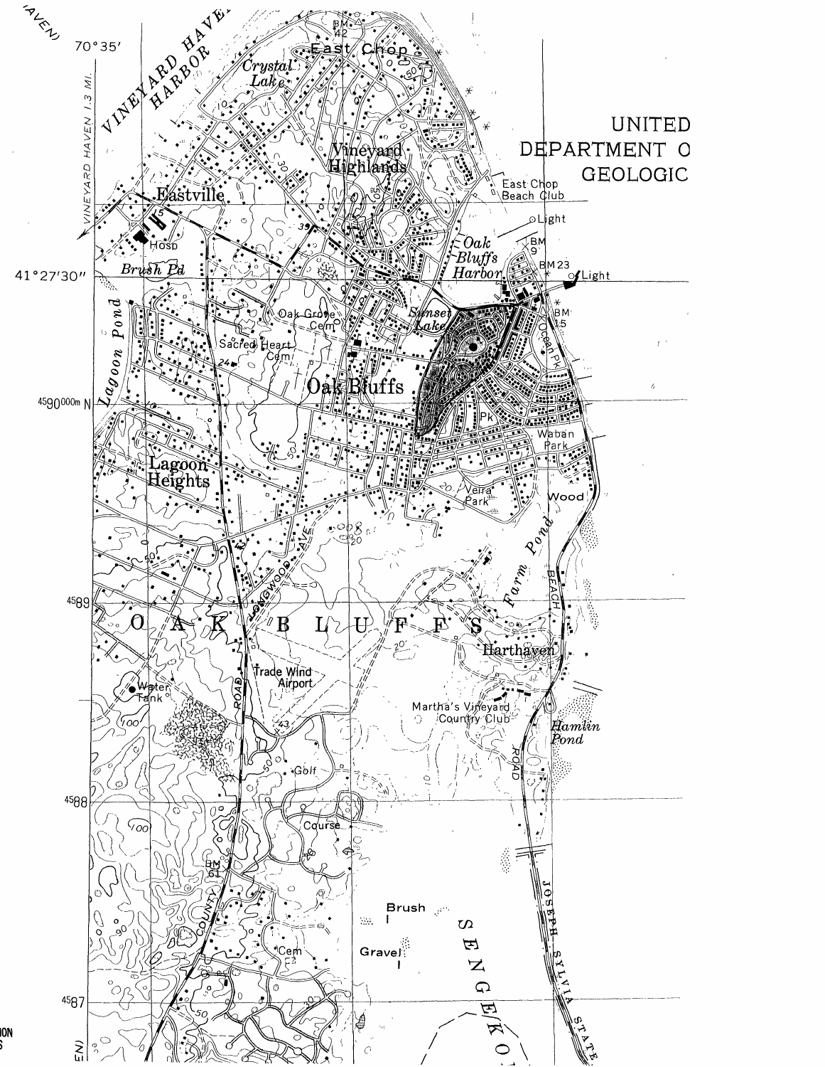UNITED
DEPARTMENT O
GEOLOGIC

70°35′

41°27′30″

VINEYARD HAVEN 1.3 MI.

VINEYARD HAVEN HARBOR

East Chop

Crystal Lake

Vineyard Highlands

Eastville

Hosp

Brush Pd

East Chop Beach Club

Light

Oak Bluffs Harbor

BM 9

BM 23

Light

BM 15

Sunset Lake

Oak Grove Cem

Sacred Heart Cem

Lagoon Pond

Oak Bluffs

Ocean Pk

Pk

Waban Park

Lagoon Heights

Veira Park

Wood

Farm Pond

LONGWOOD AVE

BEACH

OAK BLUFFS

Harthaven

Trade Wind Airport

Water Tank

Martha's Vineyard Country Club

Hamlin Pond

ROAD

ROAD

Golf

Course

BM 61

COUNTY

Brush

Gravel

Cem

SENGEKO

JOSEPH SYLVIA STATE

4590000m N

4589

4588

4587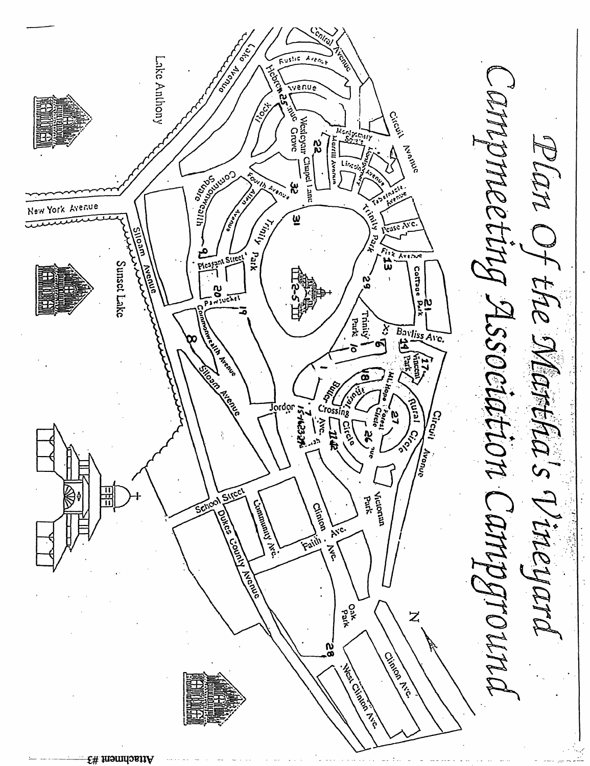# Plan Of the Martha's Vineyard Campmeeting Association Campground

Central Avenue

Rustic Avenue

Avenue

Hebron Avenue

Rock

Circuit Avenue

Montgomery Square

Merrill Avenue

Lincoln Avenue

Wesleyan Grove

Chapel Lane

Tabernacle Avenue

Trinity Park

Pease Ave.

Fisk Avenue

Cottage Park

Bayliss Ave.

Vincent Park

Mt. Hope

Forest Circle

Rural Circle

Circuit Avenue

Trinity Park

Butler Ave.

Crossing

Circle

Victorian Park

Commonwealth Square

Fourth Avenue

Allen Avenue

Pleasant Street

Pawtucket

Commonwealth Avenue

Siloam Avenue

Jordon

Clinton Ave.

Faith Ave.

Community Ave.

School Street

Dukes County Avenue

Oak Park

Clinton Ave.

West Clinton Ave.

Lake Avenue

Lake Anthony

New York Avenue

Siloam Avenue

Sunset Lake

N

25, 22, 32, 31, 13, 29, 21, 2-5, 9, 20, 19, 8, 6, 10, 14, 17, 18, 27, 26, 7, 15-16, 23, 24, 11, 12, 28

Attachment #3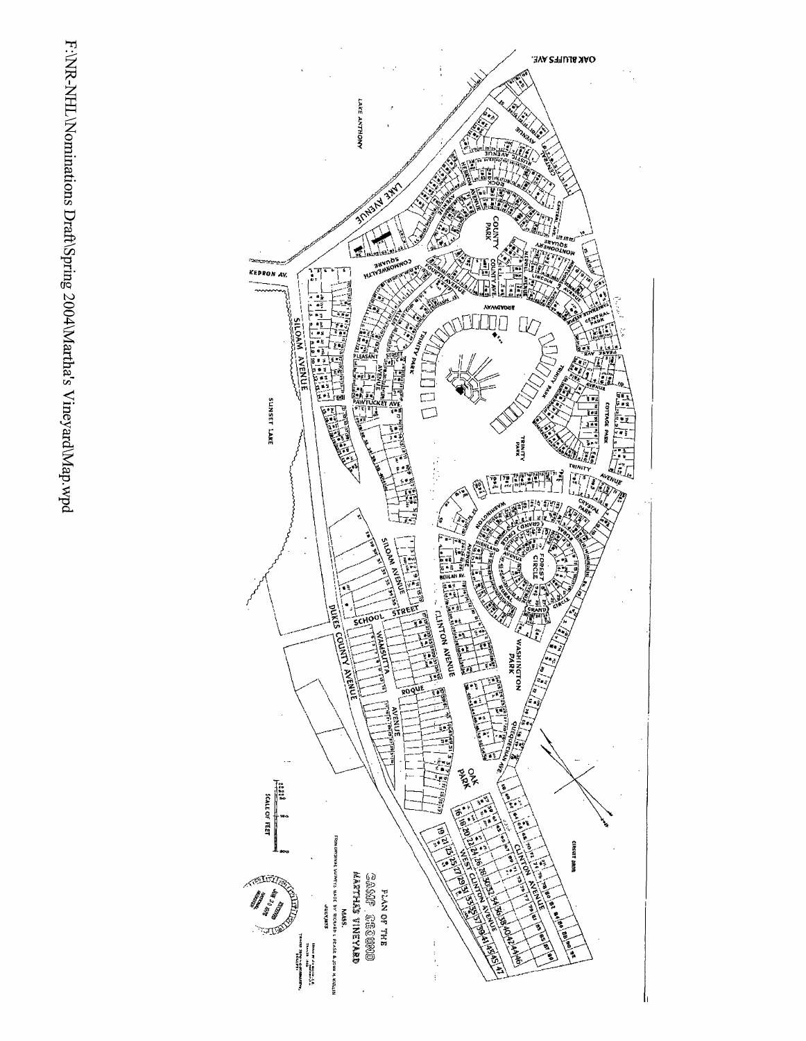PLAN OF THE
CAMP GROUND
MARTHA'S VINEYARD
MASS.

FROM ORIGINAL SURVEYS MADE BY RICHARD L. PEASE & JOHN H. MULLIN

SCALE OF FEET

OAK BLUFFS AVE.

LAKE ANTHONY

LAKE AVENUE

KEDRON AV.

SILOAM AVENUE

SUNSET LAKE

DUKES COUNTY AVENUE

SCHOOL STREET

WAMSUTTA

ROQUE

AVENUE

CLINTON AVENUE

OAK PARK

WEST CLINTON AVENUE

CLINTON AVENUE

CIRCUIT DRIVE

QUEQUECHAN AVE

WASHINGTON PARK

FOREST CIRCLE

GRAND CIRCLE

CRYSTAL PARK

TRINITY AVENUE

TRINITY PARK

COTTAGE PARK

CENTRAL PARK

BROADWAY

COUNTY PARK

MONTGOMERY SQUARE

COMMONWEALTH SQUARE

PLEASANT STREET

PAWTUCKET AVE

BEULAH AV.

WASHINGTON

HIGHLAND AVENUE

CENTRAL AVE

PEASE AVE

F:\NR-NHL\Nominations Draft\Spring 2004\Martha's Vineyard\Map.wpd